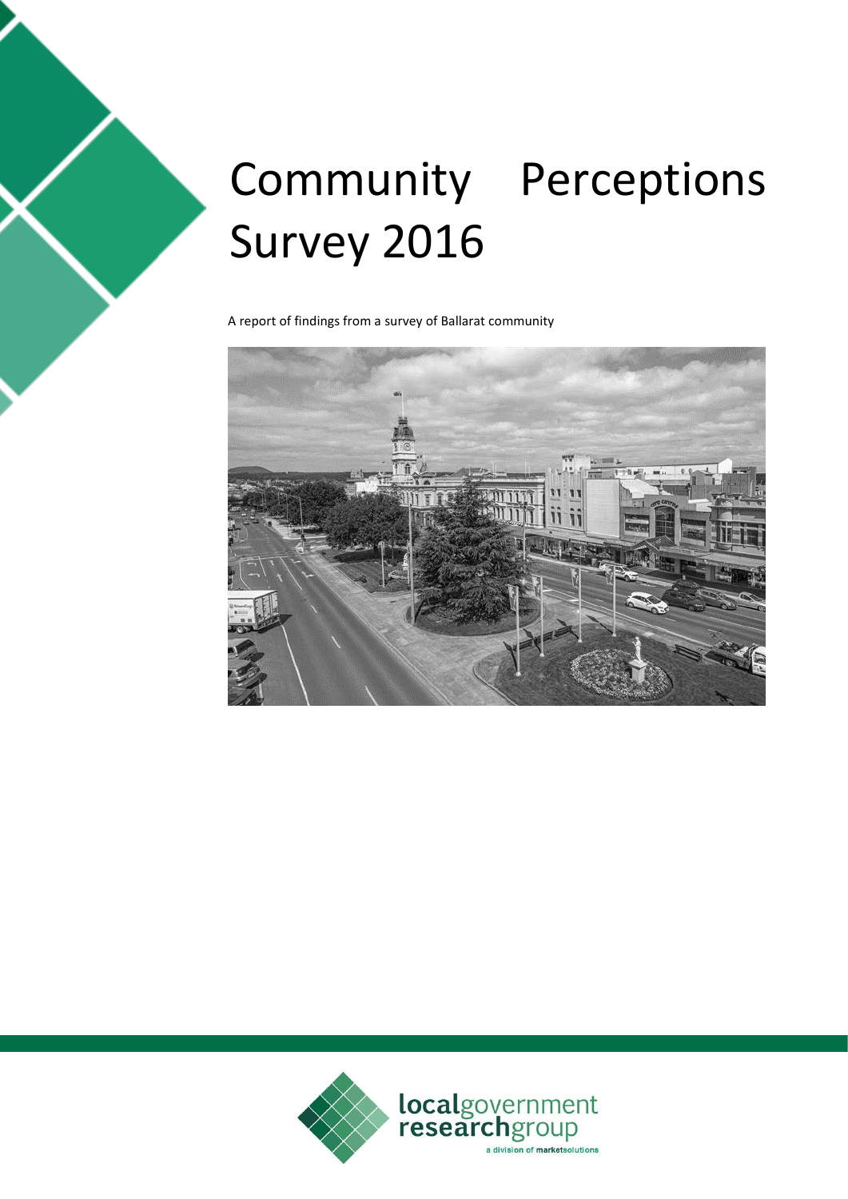# Community Perceptions Survey 2016

A report of findings from a survey of Ballarat community

localgovernment researchgroup

a division of marketsolutions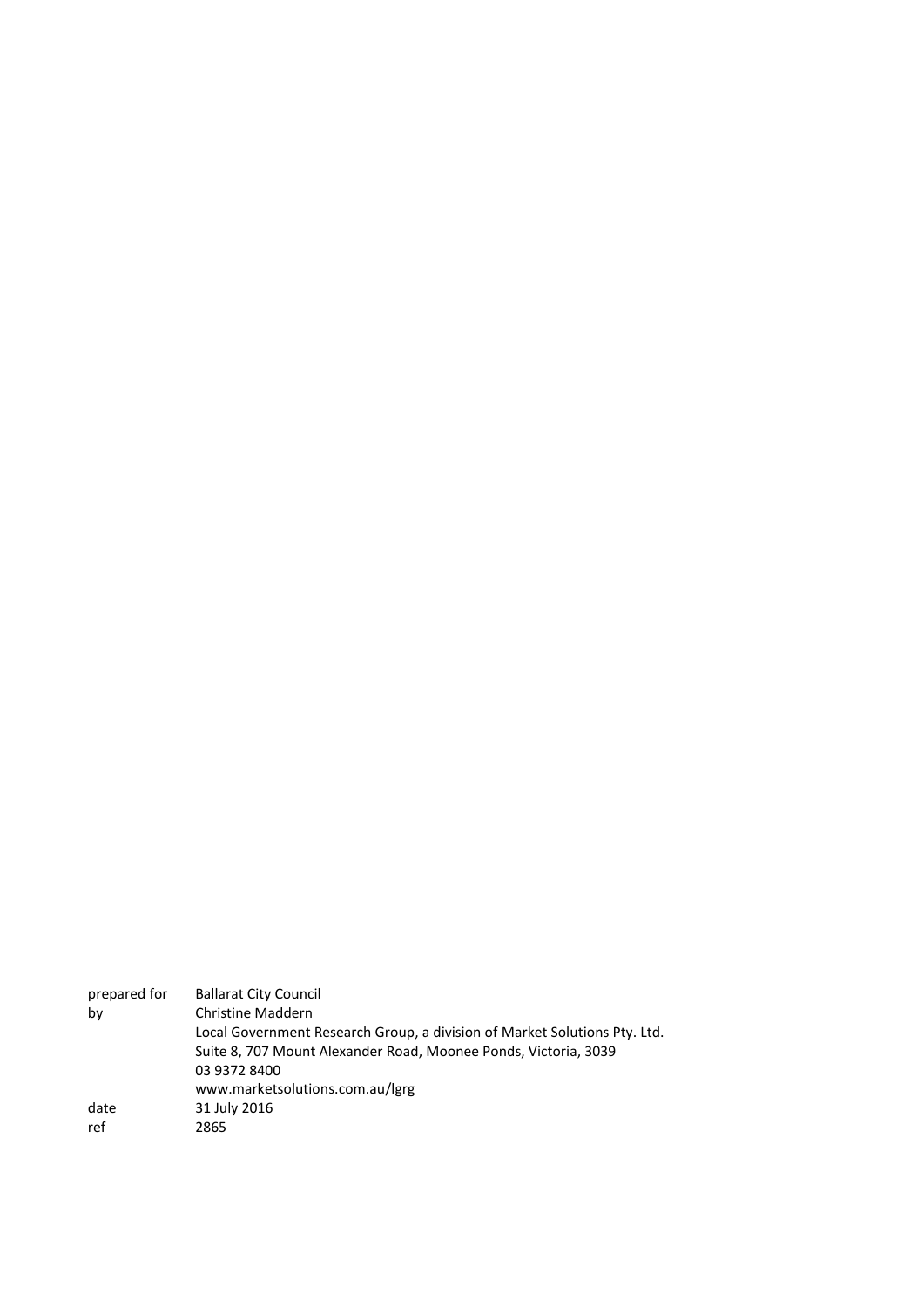| | |
|---|---|
| prepared for | Ballarat City Council |
| by | Christine Maddern |
| | Local Government Research Group, a division of Market Solutions Pty. Ltd. |
| | Suite 8, 707 Mount Alexander Road, Moonee Ponds, Victoria, 3039 |
| | 03 9372 8400 |
| | www.marketsolutions.com.au/lgrg |
| date | 31 July 2016 |
| ref | 2865 |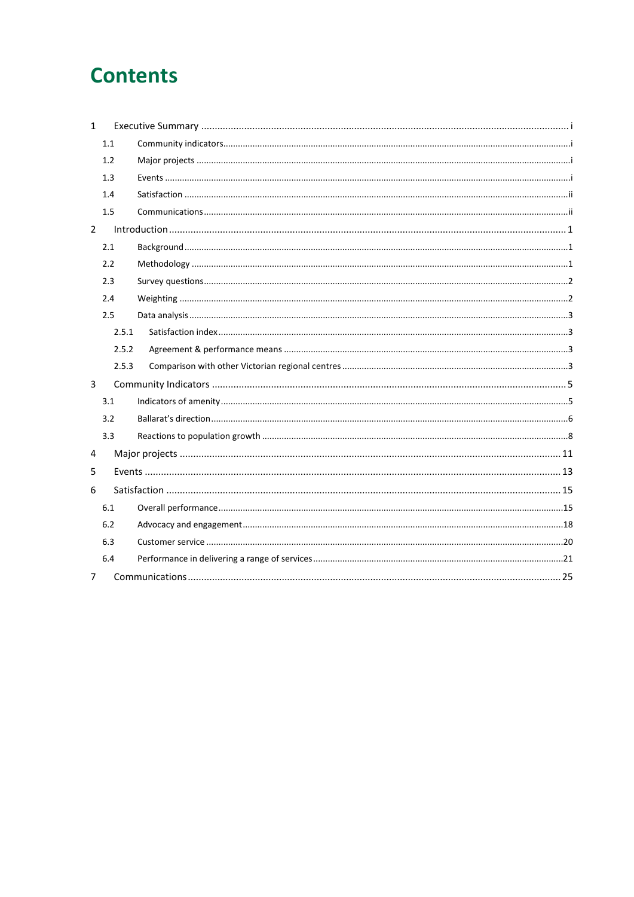# Contents

1 Executive Summary ..... i
- 1.1 Community indicators ..... i
- 1.2 Major projects ..... i
- 1.3 Events ..... i
- 1.4 Satisfaction ..... ii
- 1.5 Communications ..... ii

2 Introduction ..... 1
- 2.1 Background ..... 1
- 2.2 Methodology ..... 1
- 2.3 Survey questions ..... 2
- 2.4 Weighting ..... 2
- 2.5 Data analysis ..... 3
  - 2.5.1 Satisfaction index ..... 3
  - 2.5.2 Agreement & performance means ..... 3
  - 2.5.3 Comparison with other Victorian regional centres ..... 3

3 Community Indicators ..... 5
- 3.1 Indicators of amenity ..... 5
- 3.2 Ballarat's direction ..... 6
- 3.3 Reactions to population growth ..... 8

4 Major projects ..... 11

5 Events ..... 13

6 Satisfaction ..... 15
- 6.1 Overall performance ..... 15
- 6.2 Advocacy and engagement ..... 18
- 6.3 Customer service ..... 20
- 6.4 Performance in delivering a range of services ..... 21

7 Communications ..... 25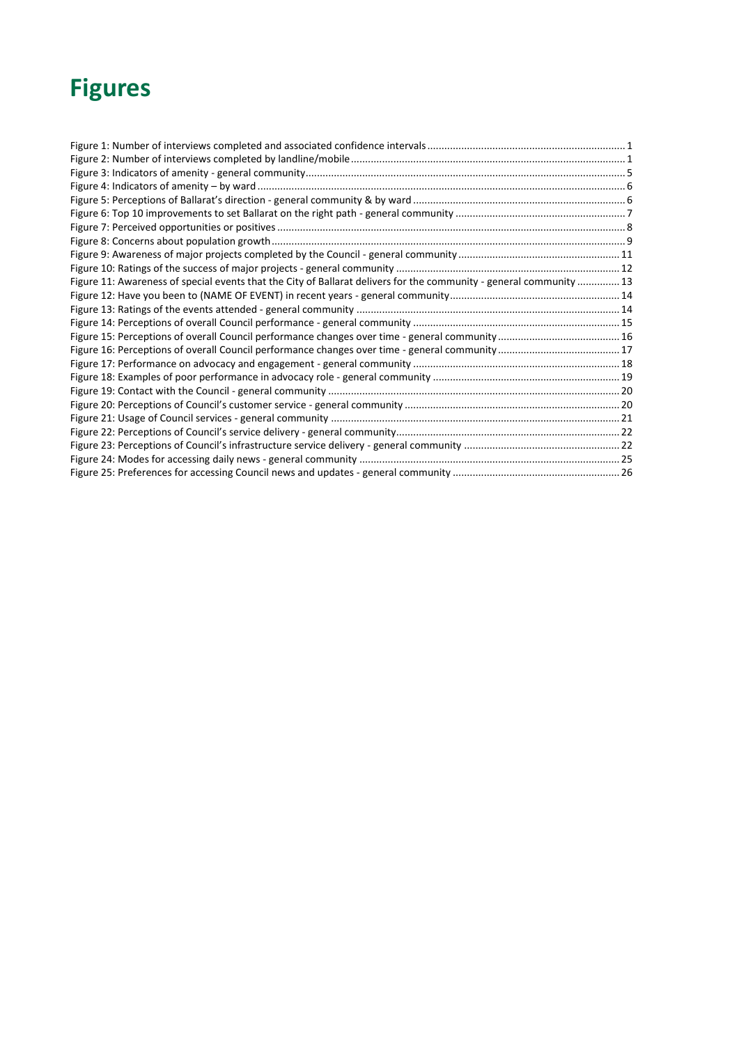# Figures

Figure 1: Number of interviews completed and associated confidence intervals .................... 1
Figure 2: Number of interviews completed by landline/mobile .................... 1
Figure 3: Indicators of amenity - general community .................... 5
Figure 4: Indicators of amenity – by ward .................... 6
Figure 5: Perceptions of Ballarat's direction - general community & by ward .................... 6
Figure 6: Top 10 improvements to set Ballarat on the right path - general community .................... 7
Figure 7: Perceived opportunities or positives .................... 8
Figure 8: Concerns about population growth .................... 9
Figure 9: Awareness of major projects completed by the Council - general community .................... 11
Figure 10: Ratings of the success of major projects - general community .................... 12
Figure 11: Awareness of special events that the City of Ballarat delivers for the community - general community .................... 13
Figure 12: Have you been to (NAME OF EVENT) in recent years - general community .................... 14
Figure 13: Ratings of the events attended - general community .................... 14
Figure 14: Perceptions of overall Council performance - general community .................... 15
Figure 15: Perceptions of overall Council performance changes over time - general community .................... 16
Figure 16: Perceptions of overall Council performance changes over time - general community .................... 17
Figure 17: Performance on advocacy and engagement - general community .................... 18
Figure 18: Examples of poor performance in advocacy role - general community .................... 19
Figure 19: Contact with the Council - general community .................... 20
Figure 20: Perceptions of Council's customer service - general community .................... 20
Figure 21: Usage of Council services - general community .................... 21
Figure 22: Perceptions of Council's service delivery - general community .................... 22
Figure 23: Perceptions of Council's infrastructure service delivery - general community .................... 22
Figure 24: Modes for accessing daily news - general community .................... 25
Figure 25: Preferences for accessing Council news and updates - general community .................... 26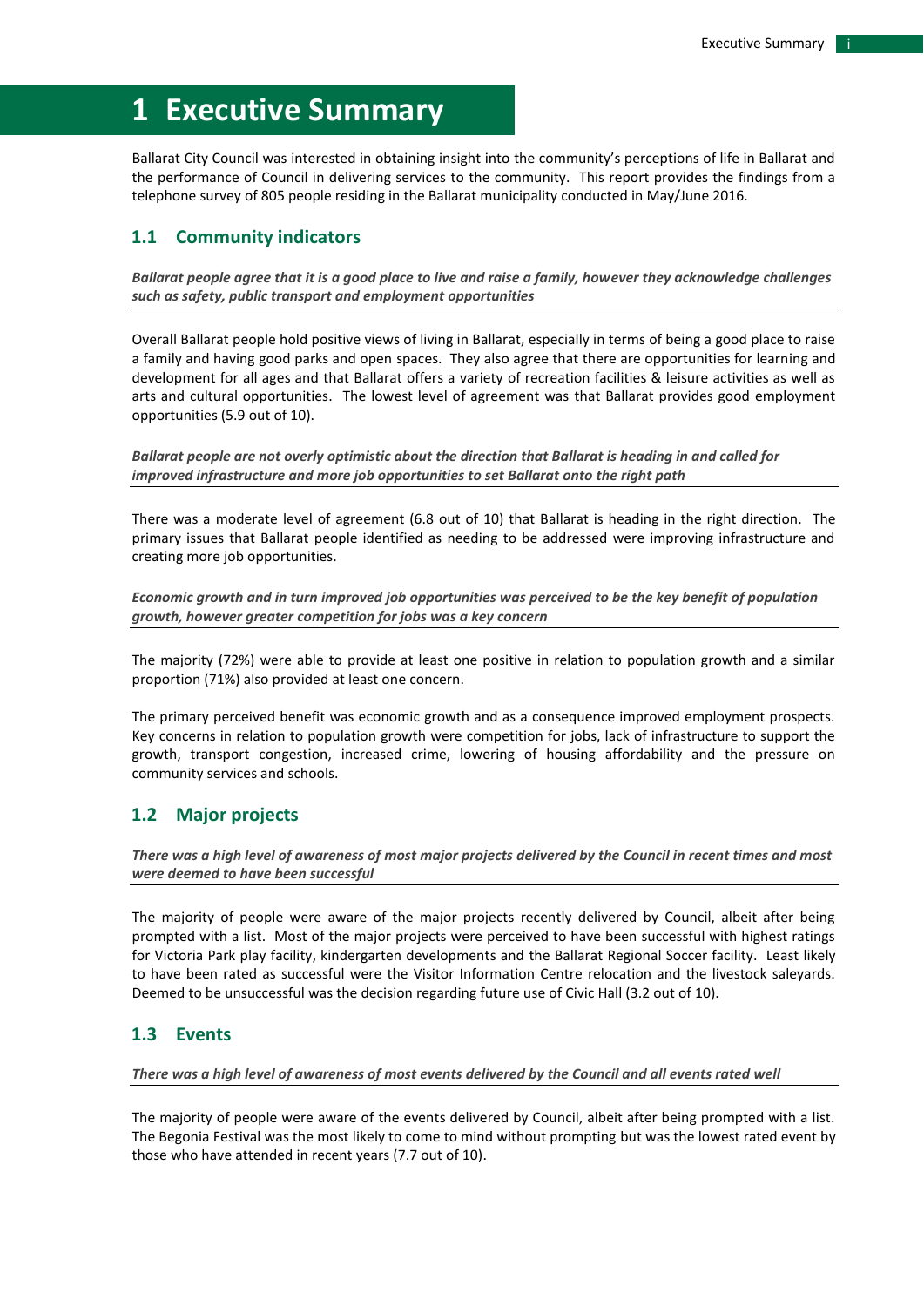# 1 Executive Summary

Ballarat City Council was interested in obtaining insight into the community's perceptions of life in Ballarat and the performance of Council in delivering services to the community. This report provides the findings from a telephone survey of 805 people residing in the Ballarat municipality conducted in May/June 2016.

## 1.1 Community indicators

***Ballarat people agree that it is a good place to live and raise a family, however they acknowledge challenges such as safety, public transport and employment opportunities***

Overall Ballarat people hold positive views of living in Ballarat, especially in terms of being a good place to raise a family and having good parks and open spaces. They also agree that there are opportunities for learning and development for all ages and that Ballarat offers a variety of recreation facilities & leisure activities as well as arts and cultural opportunities. The lowest level of agreement was that Ballarat provides good employment opportunities (5.9 out of 10).

***Ballarat people are not overly optimistic about the direction that Ballarat is heading in and called for improved infrastructure and more job opportunities to set Ballarat onto the right path***

There was a moderate level of agreement (6.8 out of 10) that Ballarat is heading in the right direction. The primary issues that Ballarat people identified as needing to be addressed were improving infrastructure and creating more job opportunities.

***Economic growth and in turn improved job opportunities was perceived to be the key benefit of population growth, however greater competition for jobs was a key concern***

The majority (72%) were able to provide at least one positive in relation to population growth and a similar proportion (71%) also provided at least one concern.

The primary perceived benefit was economic growth and as a consequence improved employment prospects. Key concerns in relation to population growth were competition for jobs, lack of infrastructure to support the growth, transport congestion, increased crime, lowering of housing affordability and the pressure on community services and schools.

## 1.2 Major projects

***There was a high level of awareness of most major projects delivered by the Council in recent times and most were deemed to have been successful***

The majority of people were aware of the major projects recently delivered by Council, albeit after being prompted with a list. Most of the major projects were perceived to have been successful with highest ratings for Victoria Park play facility, kindergarten developments and the Ballarat Regional Soccer facility. Least likely to have been rated as successful were the Visitor Information Centre relocation and the livestock saleyards. Deemed to be unsuccessful was the decision regarding future use of Civic Hall (3.2 out of 10).

## 1.3 Events

***There was a high level of awareness of most events delivered by the Council and all events rated well***

The majority of people were aware of the events delivered by Council, albeit after being prompted with a list. The Begonia Festival was the most likely to come to mind without prompting but was the lowest rated event by those who have attended in recent years (7.7 out of 10).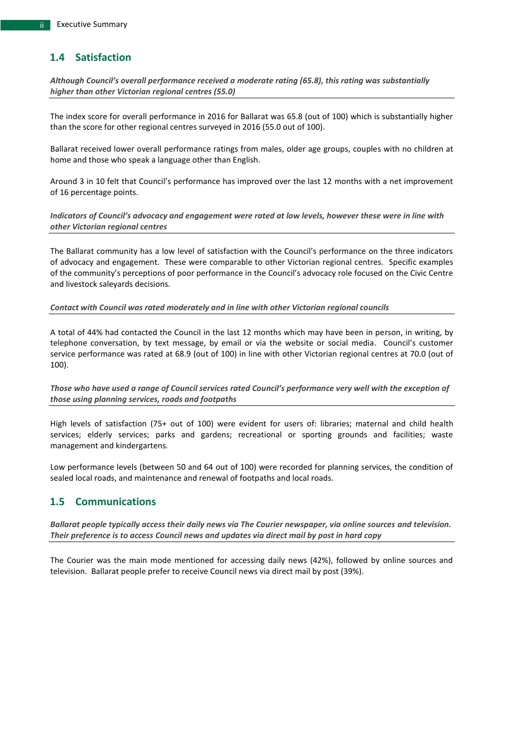## 1.4 Satisfaction

***Although Council's overall performance received a moderate rating (65.8), this rating was substantially higher than other Victorian regional centres (55.0)***

The index score for overall performance in 2016 for Ballarat was 65.8 (out of 100) which is substantially higher than the score for other regional centres surveyed in 2016 (55.0 out of 100).

Ballarat received lower overall performance ratings from males, older age groups, couples with no children at home and those who speak a language other than English.

Around 3 in 10 felt that Council's performance has improved over the last 12 months with a net improvement of 16 percentage points.

***Indicators of Council's advocacy and engagement were rated at low levels, however these were in line with other Victorian regional centres***

The Ballarat community has a low level of satisfaction with the Council's performance on the three indicators of advocacy and engagement. These were comparable to other Victorian regional centres. Specific examples of the community's perceptions of poor performance in the Council's advocacy role focused on the Civic Centre and livestock saleyards decisions.

***Contact with Council was rated moderately and in line with other Victorian regional councils***

A total of 44% had contacted the Council in the last 12 months which may have been in person, in writing, by telephone conversation, by text message, by email or via the website or social media. Council's customer service performance was rated at 68.9 (out of 100) in line with other Victorian regional centres at 70.0 (out of 100).

***Those who have used a range of Council services rated Council's performance very well with the exception of those using planning services, roads and footpaths***

High levels of satisfaction (75+ out of 100) were evident for users of: libraries; maternal and child health services; elderly services; parks and gardens; recreational or sporting grounds and facilities; waste management and kindergartens.

Low performance levels (between 50 and 64 out of 100) were recorded for planning services, the condition of sealed local roads, and maintenance and renewal of footpaths and local roads.

## 1.5 Communications

***Ballarat people typically access their daily news via The Courier newspaper, via online sources and television. Their preference is to access Council news and updates via direct mail by post in hard copy***

The Courier was the main mode mentioned for accessing daily news (42%), followed by online sources and television. Ballarat people prefer to receive Council news via direct mail by post (39%).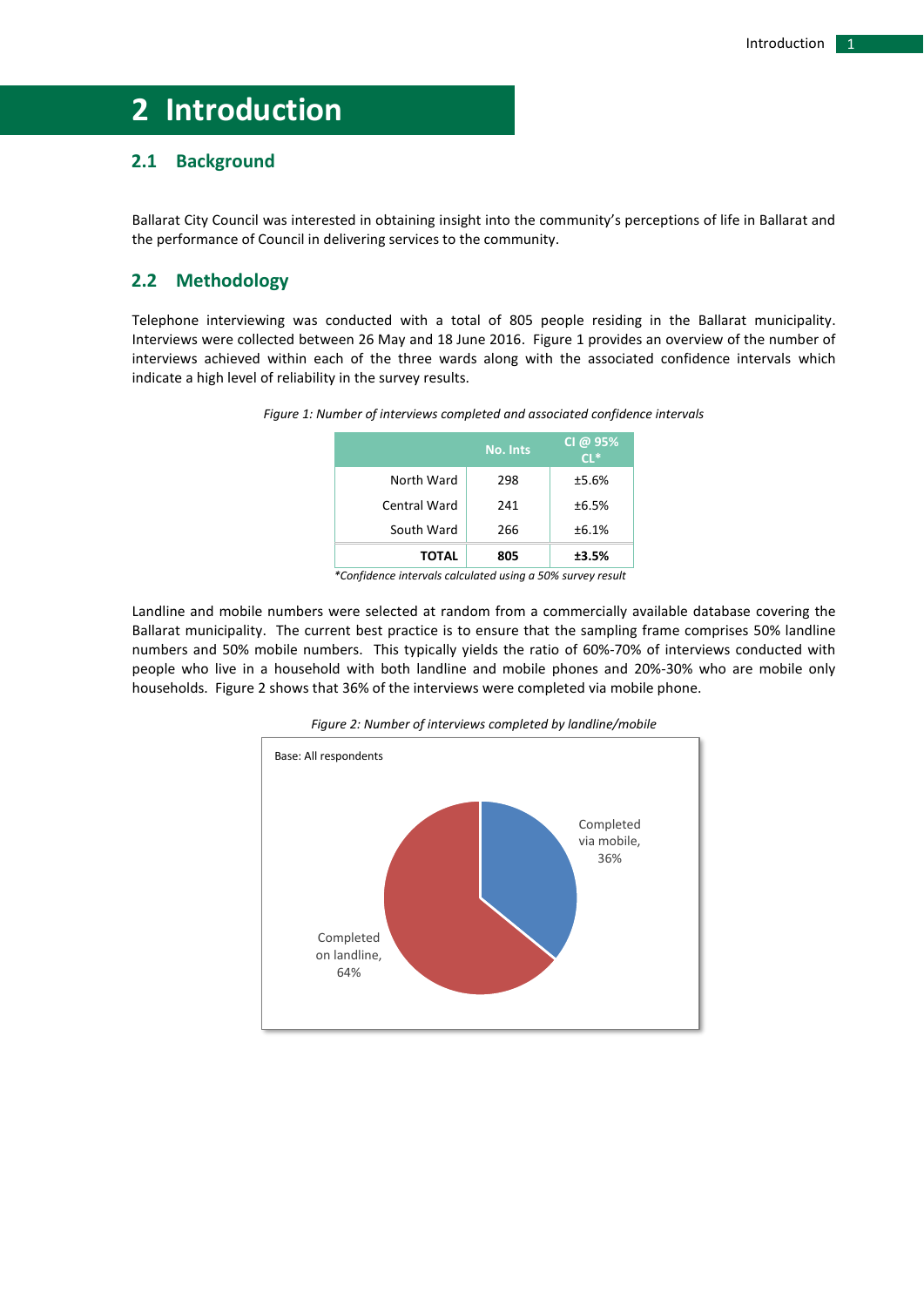# 2 Introduction

## 2.1 Background

Ballarat City Council was interested in obtaining insight into the community's perceptions of life in Ballarat and the performance of Council in delivering services to the community.

## 2.2 Methodology

Telephone interviewing was conducted with a total of 805 people residing in the Ballarat municipality. Interviews were collected between 26 May and 18 June 2016. Figure 1 provides an overview of the number of interviews achieved within each of the three wards along with the associated confidence intervals which indicate a high level of reliability in the survey results.

*Figure 1: Number of interviews completed and associated confidence intervals*

| | No. Ints | CI @ 95% CL* |
|---|---|---|
| North Ward | 298 | ±5.6% |
| Central Ward | 241 | ±6.5% |
| South Ward | 266 | ±6.1% |
| **TOTAL** | **805** | **±3.5%** |

*\*Confidence intervals calculated using a 50% survey result*

Landline and mobile numbers were selected at random from a commercially available database covering the Ballarat municipality. The current best practice is to ensure that the sampling frame comprises 50% landline numbers and 50% mobile numbers. This typically yields the ratio of 60%-70% of interviews conducted with people who live in a household with both landline and mobile phones and 20%-30% who are mobile only households. Figure 2 shows that 36% of the interviews were completed via mobile phone.

*Figure 2: Number of interviews completed by landline/mobile*

Base: All respondents

Completed via mobile, 36%

Completed on landline, 64%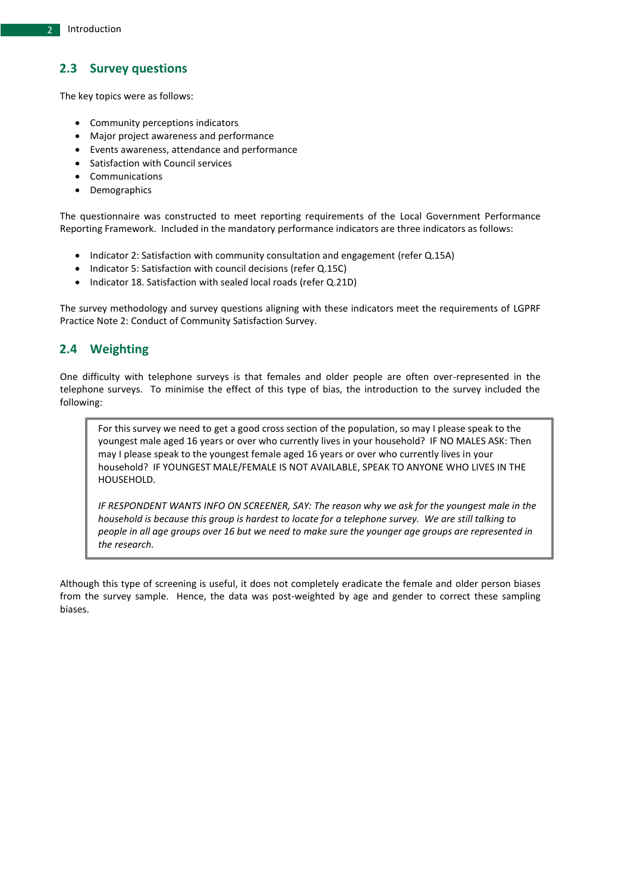## 2.3 Survey questions

The key topics were as follows:

- Community perceptions indicators
- Major project awareness and performance
- Events awareness, attendance and performance
- Satisfaction with Council services
- Communications
- Demographics

The questionnaire was constructed to meet reporting requirements of the Local Government Performance Reporting Framework. Included in the mandatory performance indicators are three indicators as follows:

- Indicator 2: Satisfaction with community consultation and engagement (refer Q.15A)
- Indicator 5: Satisfaction with council decisions (refer Q.15C)
- Indicator 18. Satisfaction with sealed local roads (refer Q.21D)

The survey methodology and survey questions aligning with these indicators meet the requirements of LGPRF Practice Note 2: Conduct of Community Satisfaction Survey.

## 2.4 Weighting

One difficulty with telephone surveys is that females and older people are often over-represented in the telephone surveys. To minimise the effect of this type of bias, the introduction to the survey included the following:

> For this survey we need to get a good cross section of the population, so may I please speak to the youngest male aged 16 years or over who currently lives in your household? IF NO MALES ASK: Then may I please speak to the youngest female aged 16 years or over who currently lives in your household? IF YOUNGEST MALE/FEMALE IS NOT AVAILABLE, SPEAK TO ANYONE WHO LIVES IN THE HOUSEHOLD.
>
> *IF RESPONDENT WANTS INFO ON SCREENER, SAY: The reason why we ask for the youngest male in the household is because this group is hardest to locate for a telephone survey. We are still talking to people in all age groups over 16 but we need to make sure the younger age groups are represented in the research.*

Although this type of screening is useful, it does not completely eradicate the female and older person biases from the survey sample. Hence, the data was post-weighted by age and gender to correct these sampling biases.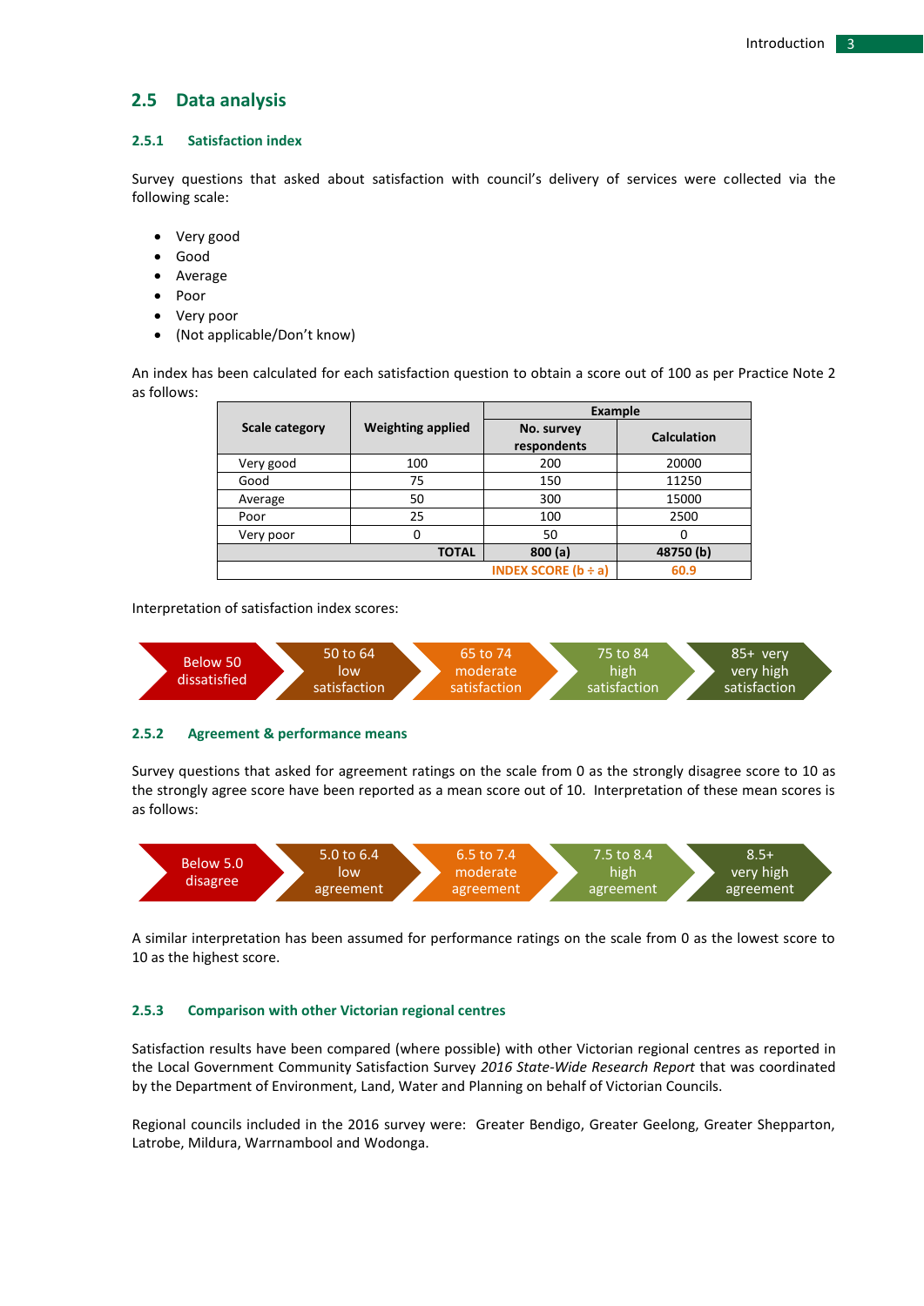## 2.5 Data analysis

### 2.5.1 Satisfaction index

Survey questions that asked about satisfaction with council's delivery of services were collected via the following scale:

- Very good
- Good
- Average
- Poor
- Very poor
- (Not applicable/Don't know)

An index has been calculated for each satisfaction question to obtain a score out of 100 as per Practice Note 2 as follows:

| Scale category | Weighting applied | Example | |
|---|---|---|---|
| | | No. survey respondents | Calculation |
| Very good | 100 | 200 | 20000 |
| Good | 75 | 150 | 11250 |
| Average | 50 | 300 | 15000 |
| Poor | 25 | 100 | 2500 |
| Very poor | 0 | 50 | 0 |
| | TOTAL | 800 (a) | 48750 (b) |
| | | INDEX SCORE (b ÷ a) | 60.9 |

Interpretation of satisfaction index scores:

Below 50 dissatisfied → 50 to 64 low satisfaction → 65 to 74 moderate satisfaction → 75 to 84 high satisfaction → 85+ very very high satisfaction

### 2.5.2 Agreement & performance means

Survey questions that asked for agreement ratings on the scale from 0 as the strongly disagree score to 10 as the strongly agree score have been reported as a mean score out of 10. Interpretation of these mean scores is as follows:

Below 5.0 disagree → 5.0 to 6.4 low agreement → 6.5 to 7.4 moderate agreement → 7.5 to 8.4 high agreement → 8.5+ very high agreement

A similar interpretation has been assumed for performance ratings on the scale from 0 as the lowest score to 10 as the highest score.

### 2.5.3 Comparison with other Victorian regional centres

Satisfaction results have been compared (where possible) with other Victorian regional centres as reported in the Local Government Community Satisfaction Survey *2016 State-Wide Research Report* that was coordinated by the Department of Environment, Land, Water and Planning on behalf of Victorian Councils.

Regional councils included in the 2016 survey were: Greater Bendigo, Greater Geelong, Greater Shepparton, Latrobe, Mildura, Warrnambool and Wodonga.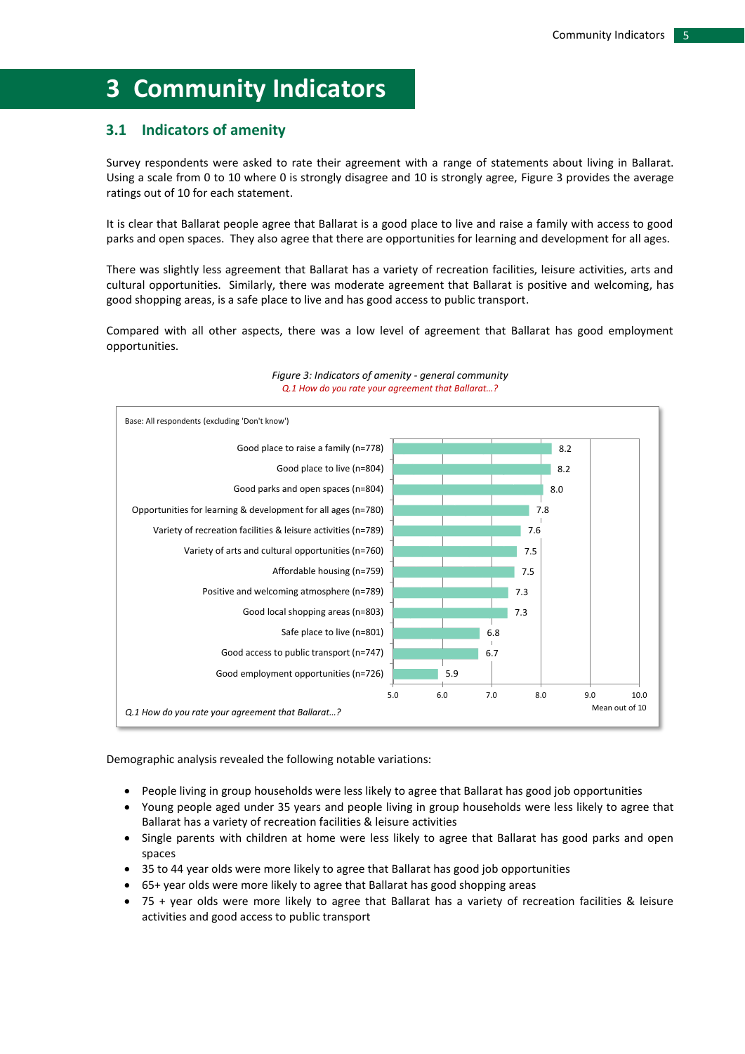# 3 Community Indicators

## 3.1 Indicators of amenity

Survey respondents were asked to rate their agreement with a range of statements about living in Ballarat. Using a scale from 0 to 10 where 0 is strongly disagree and 10 is strongly agree, Figure 3 provides the average ratings out of 10 for each statement.

It is clear that Ballarat people agree that Ballarat is a good place to live and raise a family with access to good parks and open spaces. They also agree that there are opportunities for learning and development for all ages.

There was slightly less agreement that Ballarat has a variety of recreation facilities, leisure activities, arts and cultural opportunities. Similarly, there was moderate agreement that Ballarat is positive and welcoming, has good shopping areas, is a safe place to live and has good access to public transport.

Compared with all other aspects, there was a low level of agreement that Ballarat has good employment opportunities.

*Figure 3: Indicators of amenity - general community*
*Q.1 How do you rate your agreement that Ballarat…?*

Base: All respondents (excluding 'Don't know')

| Statement | Mean out of 10 |
|---|---|
| Good place to raise a family (n=778) | 8.2 |
| Good place to live (n=804) | 8.2 |
| Good parks and open spaces (n=804) | 8.0 |
| Opportunities for learning & development for all ages (n=780) | 7.8 |
| Variety of recreation facilities & leisure activities (n=789) | 7.6 |
| Variety of arts and cultural opportunities (n=760) | 7.5 |
| Affordable housing (n=759) | 7.5 |
| Positive and welcoming atmosphere (n=789) | 7.3 |
| Good local shopping areas (n=803) | 7.3 |
| Safe place to live (n=801) | 6.8 |
| Good access to public transport (n=747) | 6.7 |
| Good employment opportunities (n=726) | 5.9 |

*Q.1 How do you rate your agreement that Ballarat…?*

Demographic analysis revealed the following notable variations:

- People living in group households were less likely to agree that Ballarat has good job opportunities
- Young people aged under 35 years and people living in group households were less likely to agree that Ballarat has a variety of recreation facilities & leisure activities
- Single parents with children at home were less likely to agree that Ballarat has good parks and open spaces
- 35 to 44 year olds were more likely to agree that Ballarat has good job opportunities
- 65+ year olds were more likely to agree that Ballarat has good shopping areas
- 75 + year olds were more likely to agree that Ballarat has a variety of recreation facilities & leisure activities and good access to public transport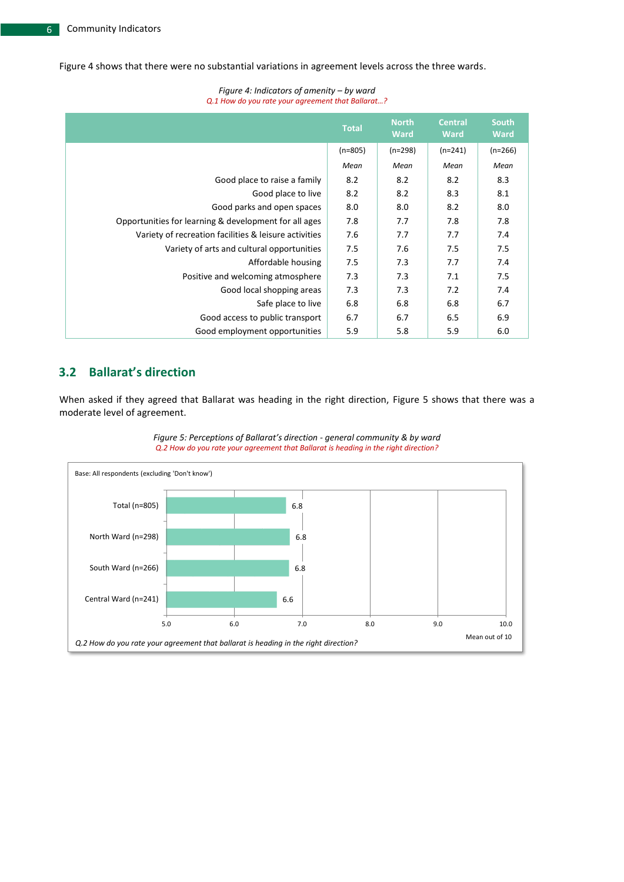Figure 4 shows that there were no substantial variations in agreement levels across the three wards.

*Figure 4: Indicators of amenity – by ward*
*Q.1 How do you rate your agreement that Ballarat…?*

| | Total | North Ward | Central Ward | South Ward |
|---|---|---|---|---|
| | (n=805) | (n=298) | (n=241) | (n=266) |
| | *Mean* | *Mean* | *Mean* | *Mean* |
| Good place to raise a family | 8.2 | 8.2 | 8.2 | 8.3 |
| Good place to live | 8.2 | 8.2 | 8.3 | 8.1 |
| Good parks and open spaces | 8.0 | 8.0 | 8.2 | 8.0 |
| Opportunities for learning & development for all ages | 7.8 | 7.7 | 7.8 | 7.8 |
| Variety of recreation facilities & leisure activities | 7.6 | 7.7 | 7.7 | 7.4 |
| Variety of arts and cultural opportunities | 7.5 | 7.6 | 7.5 | 7.5 |
| Affordable housing | 7.5 | 7.3 | 7.7 | 7.4 |
| Positive and welcoming atmosphere | 7.3 | 7.3 | 7.1 | 7.5 |
| Good local shopping areas | 7.3 | 7.3 | 7.2 | 7.4 |
| Safe place to live | 6.8 | 6.8 | 6.8 | 6.7 |
| Good access to public transport | 6.7 | 6.7 | 6.5 | 6.9 |
| Good employment opportunities | 5.9 | 5.8 | 5.9 | 6.0 |

## 3.2 Ballarat's direction

When asked if they agreed that Ballarat was heading in the right direction, Figure 5 shows that there was a moderate level of agreement.

*Figure 5: Perceptions of Ballarat's direction - general community & by ward*
*Q.2 How do you rate your agreement that Ballarat is heading in the right direction?*

Base: All respondents (excluding 'Don't know')

| | Mean out of 10 |
|---|---|
| Total (n=805) | 6.8 |
| North Ward (n=298) | 6.8 |
| South Ward (n=266) | 6.8 |
| Central Ward (n=241) | 6.6 |

*Q.2 How do you rate your agreement that ballarat is heading in the right direction?*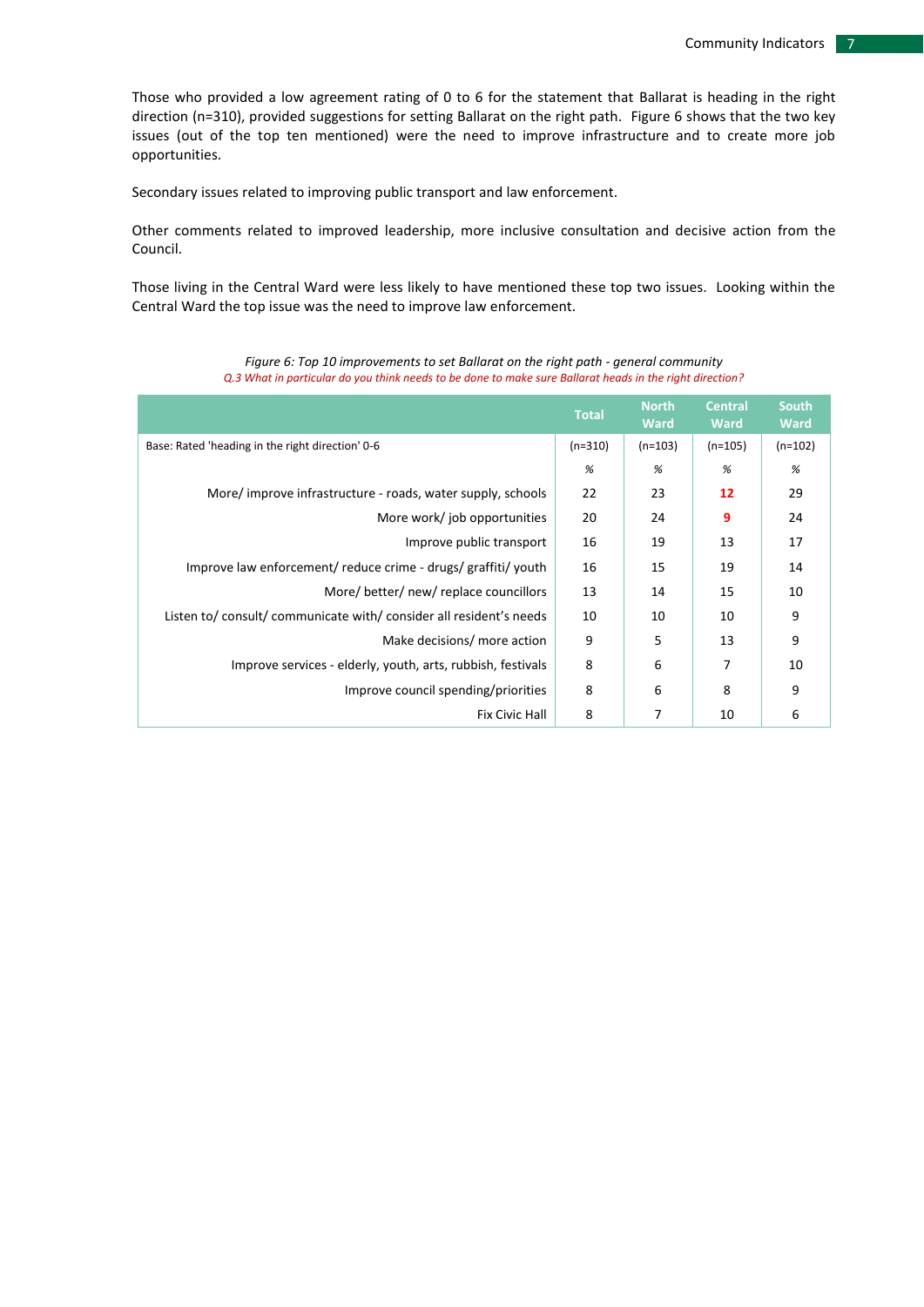Those who provided a low agreement rating of 0 to 6 for the statement that Ballarat is heading in the right direction (n=310), provided suggestions for setting Ballarat on the right path. Figure 6 shows that the two key issues (out of the top ten mentioned) were the need to improve infrastructure and to create more job opportunities.

Secondary issues related to improving public transport and law enforcement.

Other comments related to improved leadership, more inclusive consultation and decisive action from the Council.

Those living in the Central Ward were less likely to have mentioned these top two issues. Looking within the Central Ward the top issue was the need to improve law enforcement.

*Figure 6: Top 10 improvements to set Ballarat on the right path - general community*

*Q.3 What in particular do you think needs to be done to make sure Ballarat heads in the right direction?*

| | Total | North Ward | Central Ward | South Ward |
|---|---|---|---|---|
| Base: Rated 'heading in the right direction' 0-6 | (n=310) | (n=103) | (n=105) | (n=102) |
| | % | % | % | % |
| More/ improve infrastructure - roads, water supply, schools | 22 | 23 | **12** | 29 |
| More work/ job opportunities | 20 | 24 | **9** | 24 |
| Improve public transport | 16 | 19 | 13 | 17 |
| Improve law enforcement/ reduce crime - drugs/ graffiti/ youth | 16 | 15 | 19 | 14 |
| More/ better/ new/ replace councillors | 13 | 14 | 15 | 10 |
| Listen to/ consult/ communicate with/ consider all resident's needs | 10 | 10 | 10 | 9 |
| Make decisions/ more action | 9 | 5 | 13 | 9 |
| Improve services - elderly, youth, arts, rubbish, festivals | 8 | 6 | 7 | 10 |
| Improve council spending/priorities | 8 | 6 | 8 | 9 |
| Fix Civic Hall | 8 | 7 | 10 | 6 |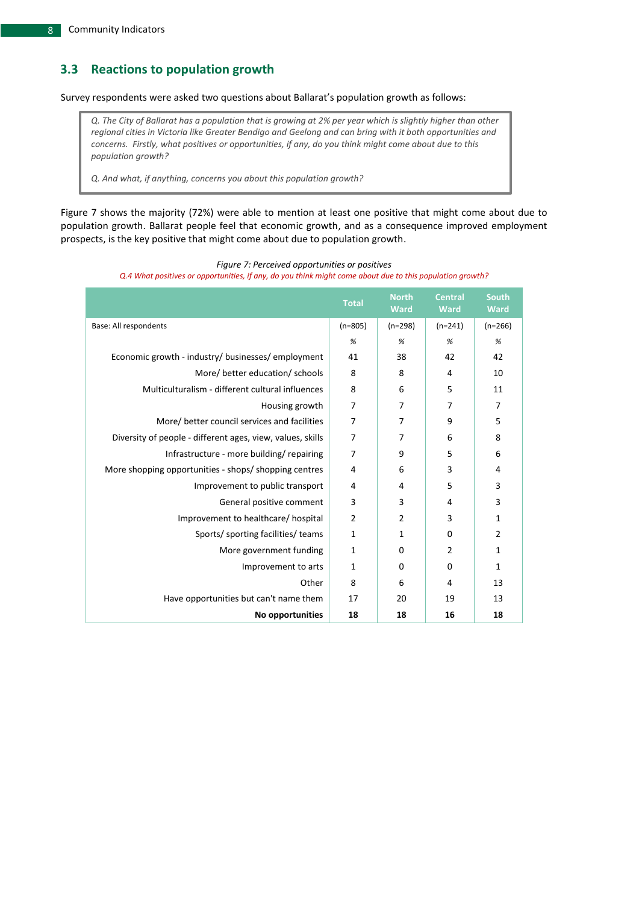## 3.3 Reactions to population growth

Survey respondents were asked two questions about Ballarat's population growth as follows:

> *Q. The City of Ballarat has a population that is growing at 2% per year which is slightly higher than other regional cities in Victoria like Greater Bendigo and Geelong and can bring with it both opportunities and concerns. Firstly, what positives or opportunities, if any, do you think might come about due to this population growth?*
>
> *Q. And what, if anything, concerns you about this population growth?*

Figure 7 shows the majority (72%) were able to mention at least one positive that might come about due to population growth. Ballarat people feel that economic growth, and as a consequence improved employment prospects, is the key positive that might come about due to population growth.

*Figure 7: Perceived opportunities or positives*

*Q.4 What positives or opportunities, if any, do you think might come about due to this population growth?*

| | Total | North Ward | Central Ward | South Ward |
|---|---|---|---|---|
| Base: All respondents | (n=805) | (n=298) | (n=241) | (n=266) |
| | % | % | % | % |
| Economic growth - industry/ businesses/ employment | 41 | 38 | 42 | 42 |
| More/ better education/ schools | 8 | 8 | 4 | 10 |
| Multiculturalism - different cultural influences | 8 | 6 | 5 | 11 |
| Housing growth | 7 | 7 | 7 | 7 |
| More/ better council services and facilities | 7 | 7 | 9 | 5 |
| Diversity of people - different ages, view, values, skills | 7 | 7 | 6 | 8 |
| Infrastructure - more building/ repairing | 7 | 9 | 5 | 6 |
| More shopping opportunities - shops/ shopping centres | 4 | 6 | 3 | 4 |
| Improvement to public transport | 4 | 4 | 5 | 3 |
| General positive comment | 3 | 3 | 4 | 3 |
| Improvement to healthcare/ hospital | 2 | 2 | 3 | 1 |
| Sports/ sporting facilities/ teams | 1 | 1 | 0 | 2 |
| More government funding | 1 | 0 | 2 | 1 |
| Improvement to arts | 1 | 0 | 0 | 1 |
| Other | 8 | 6 | 4 | 13 |
| Have opportunities but can't name them | 17 | 20 | 19 | 13 |
| **No opportunities** | **18** | **18** | **16** | **18** |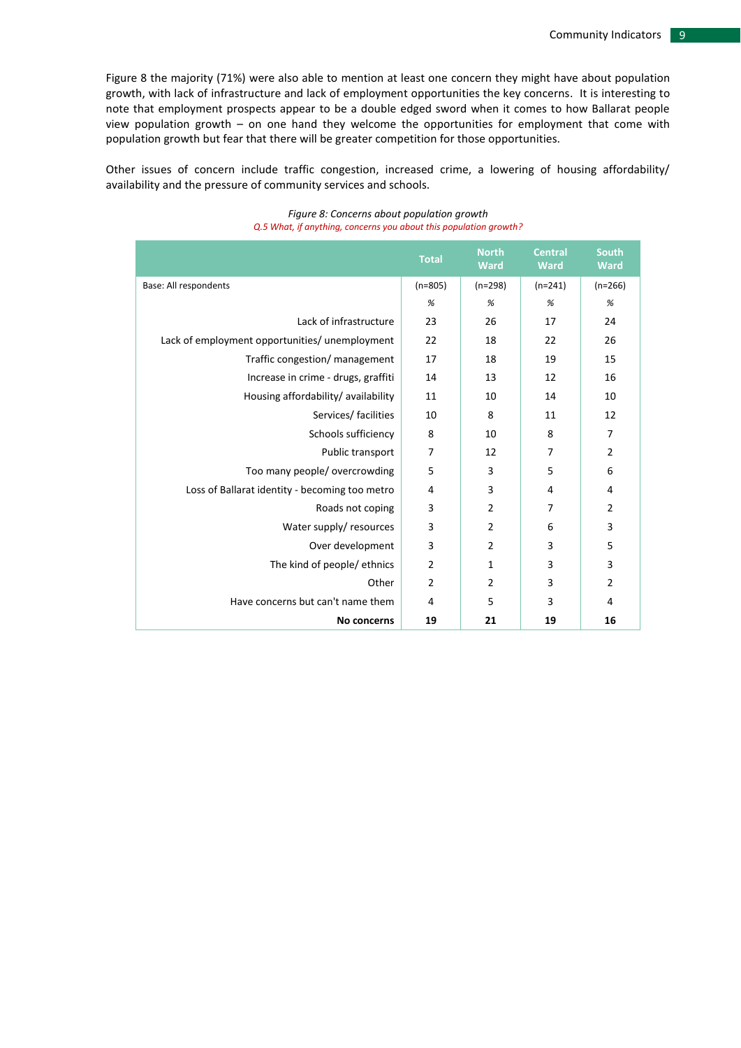Figure 8 the majority (71%) were also able to mention at least one concern they might have about population growth, with lack of infrastructure and lack of employment opportunities the key concerns. It is interesting to note that employment prospects appear to be a double edged sword when it comes to how Ballarat people view population growth – on one hand they welcome the opportunities for employment that come with population growth but fear that there will be greater competition for those opportunities.

Other issues of concern include traffic congestion, increased crime, a lowering of housing affordability/ availability and the pressure of community services and schools.

*Figure 8: Concerns about population growth*

*Q.5 What, if anything, concerns you about this population growth?*

| | Total | North Ward | Central Ward | South Ward |
|---|---|---|---|---|
| Base: All respondents | (n=805) | (n=298) | (n=241) | (n=266) |
| | % | % | % | % |
| Lack of infrastructure | 23 | 26 | 17 | 24 |
| Lack of employment opportunities/ unemployment | 22 | 18 | 22 | 26 |
| Traffic congestion/ management | 17 | 18 | 19 | 15 |
| Increase in crime - drugs, graffiti | 14 | 13 | 12 | 16 |
| Housing affordability/ availability | 11 | 10 | 14 | 10 |
| Services/ facilities | 10 | 8 | 11 | 12 |
| Schools sufficiency | 8 | 10 | 8 | 7 |
| Public transport | 7 | 12 | 7 | 2 |
| Too many people/ overcrowding | 5 | 3 | 5 | 6 |
| Loss of Ballarat identity - becoming too metro | 4 | 3 | 4 | 4 |
| Roads not coping | 3 | 2 | 7 | 2 |
| Water supply/ resources | 3 | 2 | 6 | 3 |
| Over development | 3 | 2 | 3 | 5 |
| The kind of people/ ethnics | 2 | 1 | 3 | 3 |
| Other | 2 | 2 | 3 | 2 |
| Have concerns but can't name them | 4 | 5 | 3 | 4 |
| **No concerns** | **19** | **21** | **19** | **16** |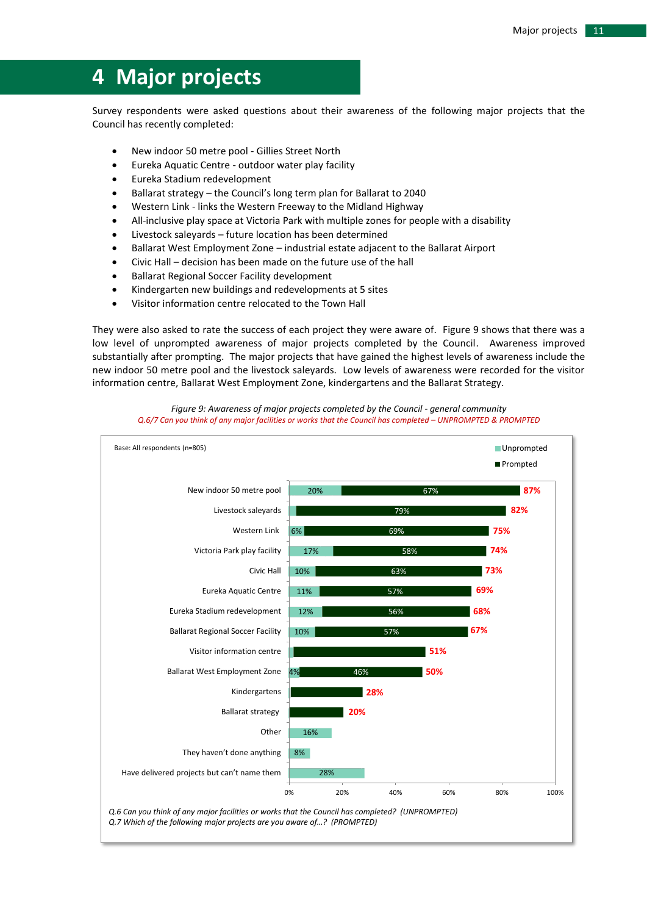# 4 Major projects

Survey respondents were asked questions about their awareness of the following major projects that the Council has recently completed:

- New indoor 50 metre pool - Gillies Street North
- Eureka Aquatic Centre - outdoor water play facility
- Eureka Stadium redevelopment
- Ballarat strategy – the Council's long term plan for Ballarat to 2040
- Western Link - links the Western Freeway to the Midland Highway
- All-inclusive play space at Victoria Park with multiple zones for people with a disability
- Livestock saleyards – future location has been determined
- Ballarat West Employment Zone – industrial estate adjacent to the Ballarat Airport
- Civic Hall – decision has been made on the future use of the hall
- Ballarat Regional Soccer Facility development
- Kindergarten new buildings and redevelopments at 5 sites
- Visitor information centre relocated to the Town Hall

They were also asked to rate the success of each project they were aware of. Figure 9 shows that there was a low level of unprompted awareness of major projects completed by the Council. Awareness improved substantially after prompting. The major projects that have gained the highest levels of awareness include the new indoor 50 metre pool and the livestock saleyards. Low levels of awareness were recorded for the visitor information centre, Ballarat West Employment Zone, kindergartens and the Ballarat Strategy.

*Figure 9: Awareness of major projects completed by the Council - general community*

*Q.6/7 Can you think of any major facilities or works that the Council has completed – UNPROMPTED & PROMPTED*

Base: All respondents (n=805)

| Project | Unprompted | Prompted | Total |
|---|---|---|---|
| New indoor 50 metre pool | 20% | 67% | 87% |
| Livestock saleyards | | 79% | 82% |
| Western Link | 6% | 69% | 75% |
| Victoria Park play facility | 17% | 58% | 74% |
| Civic Hall | 10% | 63% | 73% |
| Eureka Aquatic Centre | 11% | 57% | 69% |
| Eureka Stadium redevelopment | 12% | 56% | 68% |
| Ballarat Regional Soccer Facility | 10% | 57% | 67% |
| Visitor information centre | | | 51% |
| Ballarat West Employment Zone | 4% | 46% | 50% |
| Kindergartens | | | 28% |
| Ballarat strategy | | | 20% |
| Other | 16% | | |
| They haven't done anything | 8% | | |
| Have delivered projects but can't name them | 28% | | |

*Q.6 Can you think of any major facilities or works that the Council has completed? (UNPROMPTED)*
*Q.7 Which of the following major projects are you aware of…? (PROMPTED)*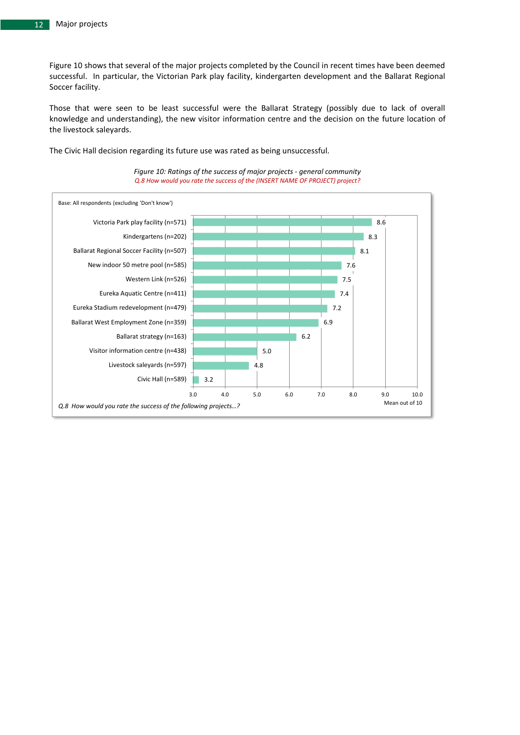Figure 10 shows that several of the major projects completed by the Council in recent times have been deemed successful. In particular, the Victorian Park play facility, kindergarten development and the Ballarat Regional Soccer facility.

Those that were seen to be least successful were the Ballarat Strategy (possibly due to lack of overall knowledge and understanding), the new visitor information centre and the decision on the future location of the livestock saleyards.

The Civic Hall decision regarding its future use was rated as being unsuccessful.

*Figure 10: Ratings of the success of major projects - general community*

*Q.8 How would you rate the success of the (INSERT NAME OF PROJECT) project?*

Base: All respondents (excluding 'Don't know')

| Project | Mean out of 10 |
|---|---|
| Victoria Park play facility (n=571) | 8.6 |
| Kindergartens (n=202) | 8.3 |
| Ballarat Regional Soccer Facility (n=507) | 8.1 |
| New indoor 50 metre pool (n=585) | 7.6 |
| Western Link (n=526) | 7.5 |
| Eureka Aquatic Centre (n=411) | 7.4 |
| Eureka Stadium redevelopment (n=479) | 7.2 |
| Ballarat West Employment Zone (n=359) | 6.9 |
| Ballarat strategy (n=163) | 6.2 |
| Visitor information centre (n=438) | 5.0 |
| Livestock saleyards (n=597) | 4.8 |
| Civic Hall (n=589) | 3.2 |

*Q.8 How would you rate the success of the following projects...?*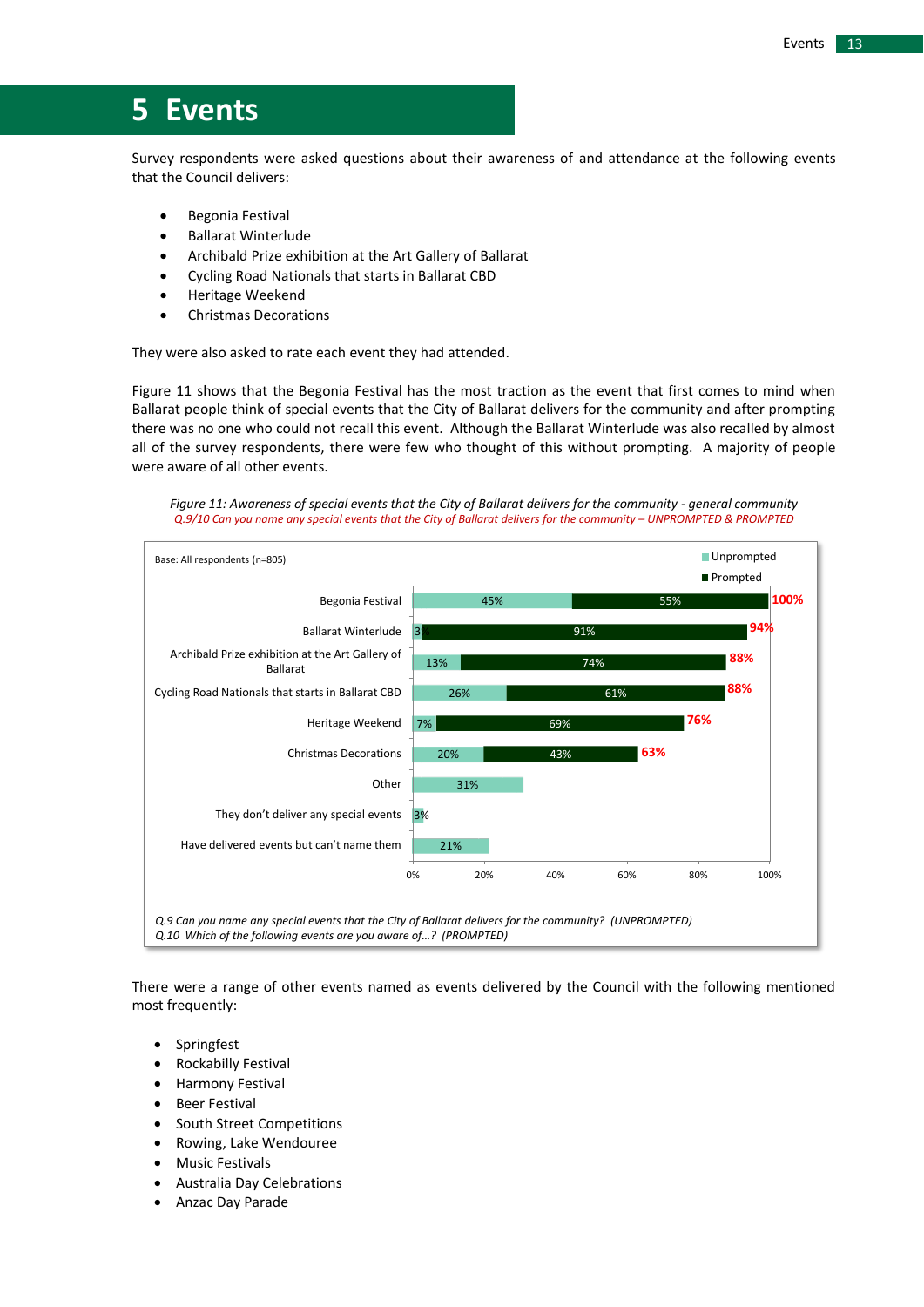# 5 Events

Survey respondents were asked questions about their awareness of and attendance at the following events that the Council delivers:

- Begonia Festival
- Ballarat Winterlude
- Archibald Prize exhibition at the Art Gallery of Ballarat
- Cycling Road Nationals that starts in Ballarat CBD
- Heritage Weekend
- Christmas Decorations

They were also asked to rate each event they had attended.

Figure 11 shows that the Begonia Festival has the most traction as the event that first comes to mind when Ballarat people think of special events that the City of Ballarat delivers for the community and after prompting there was no one who could not recall this event. Although the Ballarat Winterlude was also recalled by almost all of the survey respondents, there were few who thought of this without prompting. A majority of people were aware of all other events.

*Figure 11: Awareness of special events that the City of Ballarat delivers for the community - general community*

*Q.9/10 Can you name any special events that the City of Ballarat delivers for the community – UNPROMPTED & PROMPTED*

Base: All respondents (n=805)

| Event | Unprompted | Prompted | Total |
|---|---|---|---|
| Begonia Festival | 45% | 55% | 100% |
| Ballarat Winterlude | 3% | 91% | 94% |
| Archibald Prize exhibition at the Art Gallery of Ballarat | 13% | 74% | 88% |
| Cycling Road Nationals that starts in Ballarat CBD | 26% | 61% | 88% |
| Heritage Weekend | 7% | 69% | 76% |
| Christmas Decorations | 20% | 43% | 63% |
| Other | 31% | | |
| They don't deliver any special events | 3% | | |
| Have delivered events but can't name them | 21% | | |

*Q.9 Can you name any special events that the City of Ballarat delivers for the community? (UNPROMPTED)*
*Q.10 Which of the following events are you aware of…? (PROMPTED)*

There were a range of other events named as events delivered by the Council with the following mentioned most frequently:

- Springfest
- Rockabilly Festival
- Harmony Festival
- Beer Festival
- South Street Competitions
- Rowing, Lake Wendouree
- Music Festivals
- Australia Day Celebrations
- Anzac Day Parade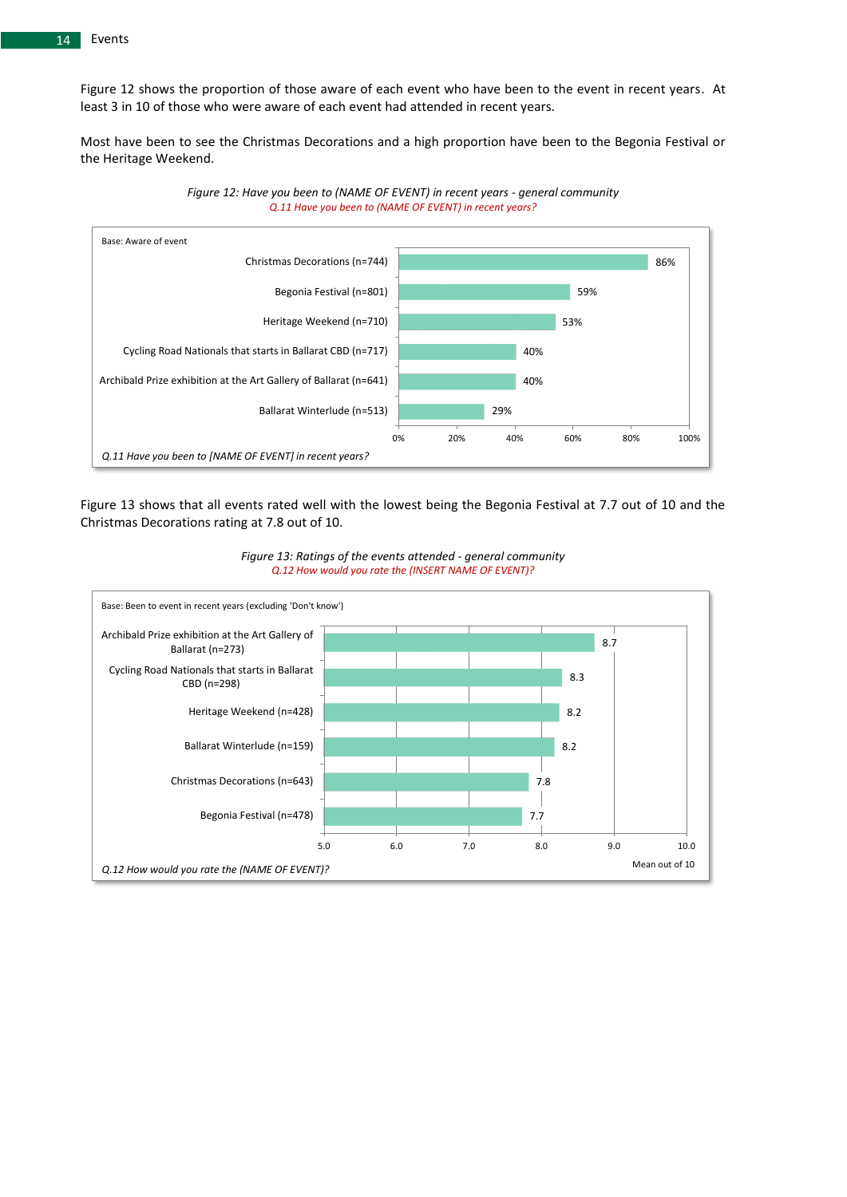Figure 12 shows the proportion of those aware of each event who have been to the event in recent years. At least 3 in 10 of those who were aware of each event had attended in recent years.

Most have been to see the Christmas Decorations and a high proportion have been to the Begonia Festival or the Heritage Weekend.

*Figure 12: Have you been to (NAME OF EVENT) in recent years - general community*
*Q.11 Have you been to (NAME OF EVENT) in recent years?*

Base: Aware of event

| Event | % |
|---|---|
| Christmas Decorations (n=744) | 86% |
| Begonia Festival (n=801) | 59% |
| Heritage Weekend (n=710) | 53% |
| Cycling Road Nationals that starts in Ballarat CBD (n=717) | 40% |
| Archibald Prize exhibition at the Art Gallery of Ballarat (n=641) | 40% |
| Ballarat Winterlude (n=513) | 29% |

*Q.11 Have you been to [NAME OF EVENT] in recent years?*

Figure 13 shows that all events rated well with the lowest being the Begonia Festival at 7.7 out of 10 and the Christmas Decorations rating at 7.8 out of 10.

*Figure 13: Ratings of the events attended - general community*
*Q.12 How would you rate the (INSERT NAME OF EVENT)?*

Base: Been to event in recent years (excluding 'Don't know')

| Event | Mean out of 10 |
|---|---|
| Archibald Prize exhibition at the Art Gallery of Ballarat (n=273) | 8.7 |
| Cycling Road Nationals that starts in Ballarat CBD (n=298) | 8.3 |
| Heritage Weekend (n=428) | 8.2 |
| Ballarat Winterlude (n=159) | 8.2 |
| Christmas Decorations (n=643) | 7.8 |
| Begonia Festival (n=478) | 7.7 |

*Q.12 How would you rate the (NAME OF EVENT)?*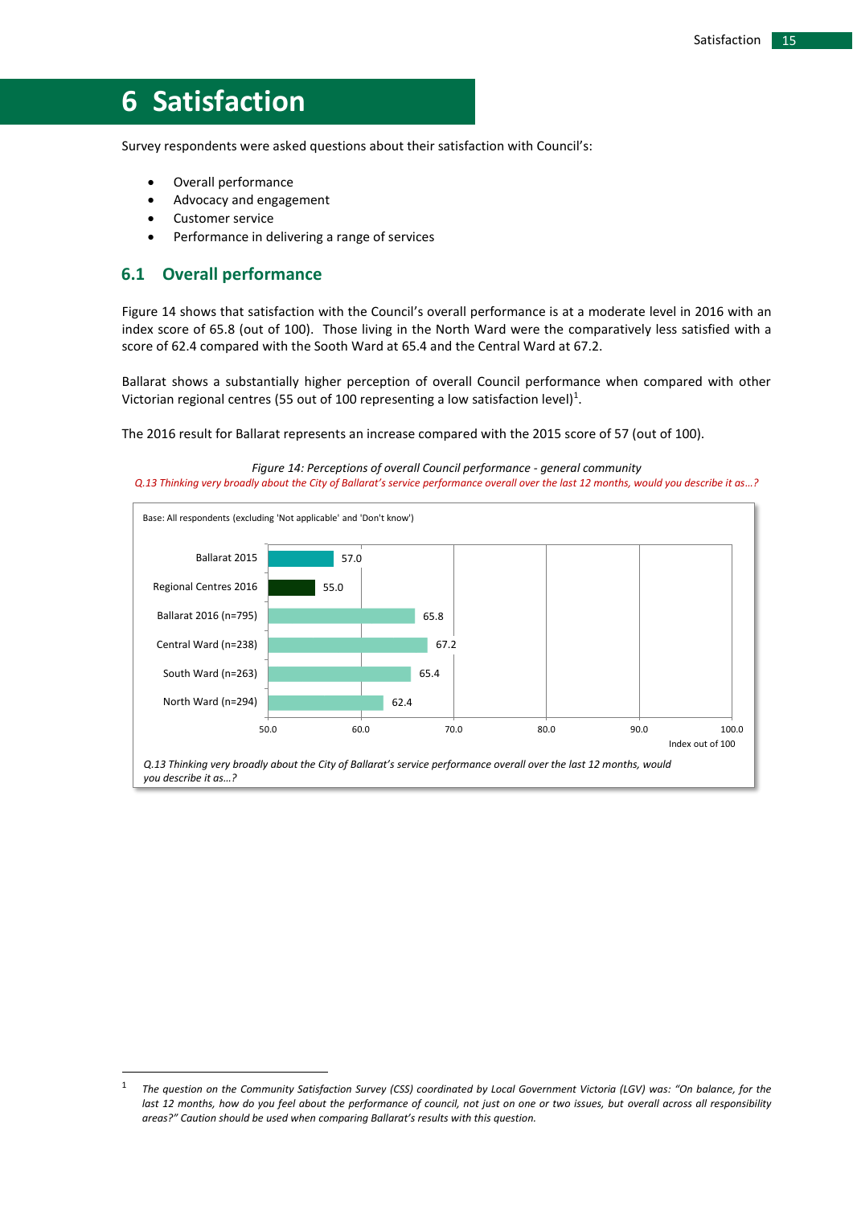# 6 Satisfaction

Survey respondents were asked questions about their satisfaction with Council's:

- Overall performance
- Advocacy and engagement
- Customer service
- Performance in delivering a range of services

## 6.1 Overall performance

Figure 14 shows that satisfaction with the Council's overall performance is at a moderate level in 2016 with an index score of 65.8 (out of 100). Those living in the North Ward were the comparatively less satisfied with a score of 62.4 compared with the Sooth Ward at 65.4 and the Central Ward at 67.2.

Ballarat shows a substantially higher perception of overall Council performance when compared with other Victorian regional centres (55 out of 100 representing a low satisfaction level)[1].

The 2016 result for Ballarat represents an increase compared with the 2015 score of 57 (out of 100).

*Figure 14: Perceptions of overall Council performance - general community*

*Q.13 Thinking very broadly about the City of Ballarat's service performance overall over the last 12 months, would you describe it as…?*

Base: All respondents (excluding 'Not applicable' and 'Don't know')

| | Index out of 100 |
|---|---|
| Ballarat 2015 | 57.0 |
| Regional Centres 2016 | 55.0 |
| Ballarat 2016 (n=795) | 65.8 |
| Central Ward (n=238) | 67.2 |
| South Ward (n=263) | 65.4 |
| North Ward (n=294) | 62.4 |

*Q.13 Thinking very broadly about the City of Ballarat's service performance overall over the last 12 months, would you describe it as…?*

[1] *The question on the Community Satisfaction Survey (CSS) coordinated by Local Government Victoria (LGV) was: "On balance, for the last 12 months, how do you feel about the performance of council, not just on one or two issues, but overall across all responsibility areas?" Caution should be used when comparing Ballarat's results with this question.*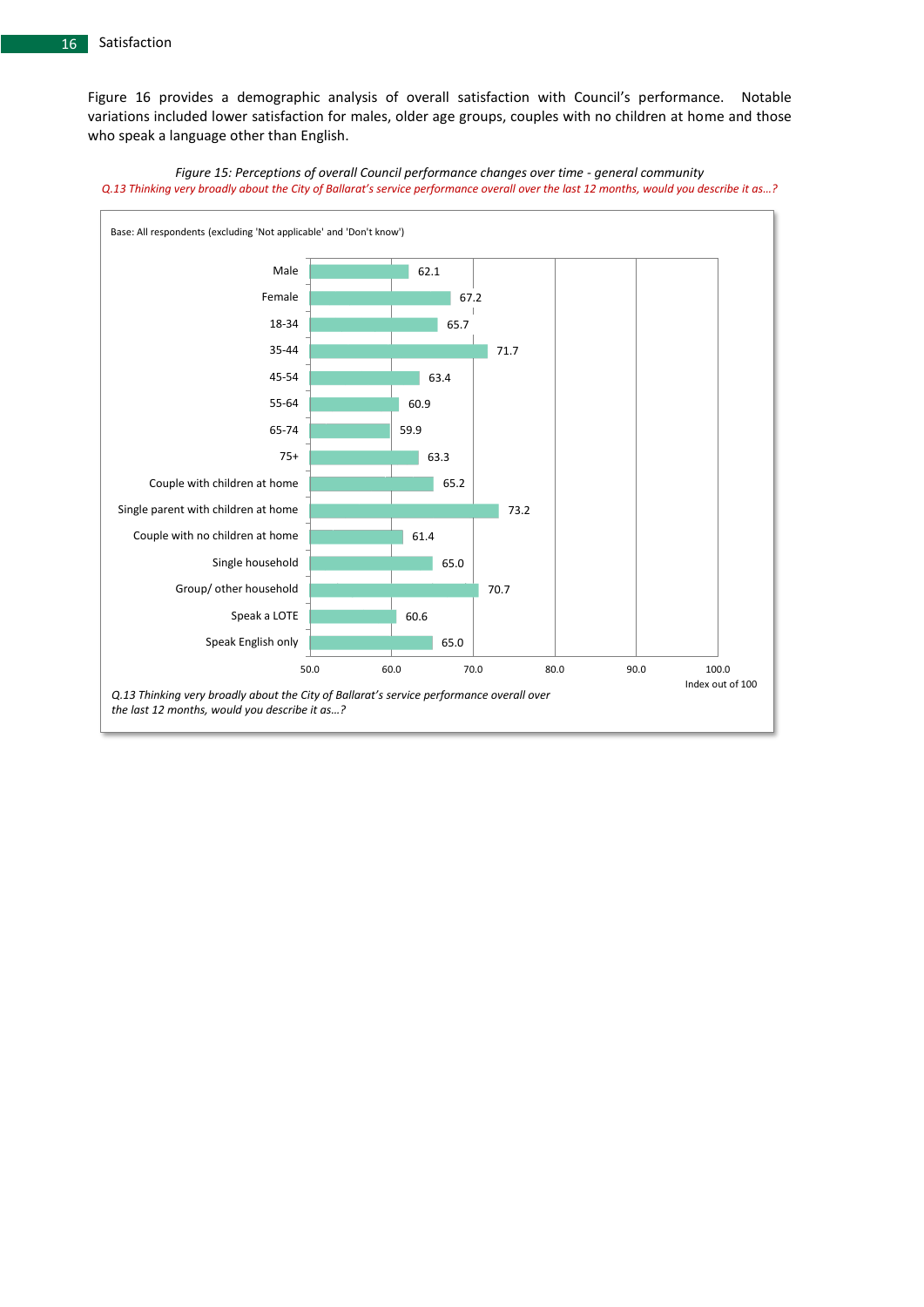Figure 16 provides a demographic analysis of overall satisfaction with Council's performance. Notable variations included lower satisfaction for males, older age groups, couples with no children at home and those who speak a language other than English.

*Figure 15: Perceptions of overall Council performance changes over time - general community*

*Q.13 Thinking very broadly about the City of Ballarat's service performance overall over the last 12 months, would you describe it as…?*

Base: All respondents (excluding 'Not applicable' and 'Don't know')

| Group | Index out of 100 |
|---|---|
| Male | 62.1 |
| Female | 67.2 |
| 18-34 | 65.7 |
| 35-44 | 71.7 |
| 45-54 | 63.4 |
| 55-64 | 60.9 |
| 65-74 | 59.9 |
| 75+ | 63.3 |
| Couple with children at home | 65.2 |
| Single parent with children at home | 73.2 |
| Couple with no children at home | 61.4 |
| Single household | 65.0 |
| Group/ other household | 70.7 |
| Speak a LOTE | 60.6 |
| Speak English only | 65.0 |

*Q.13 Thinking very broadly about the City of Ballarat's service performance overall over the last 12 months, would you describe it as…?*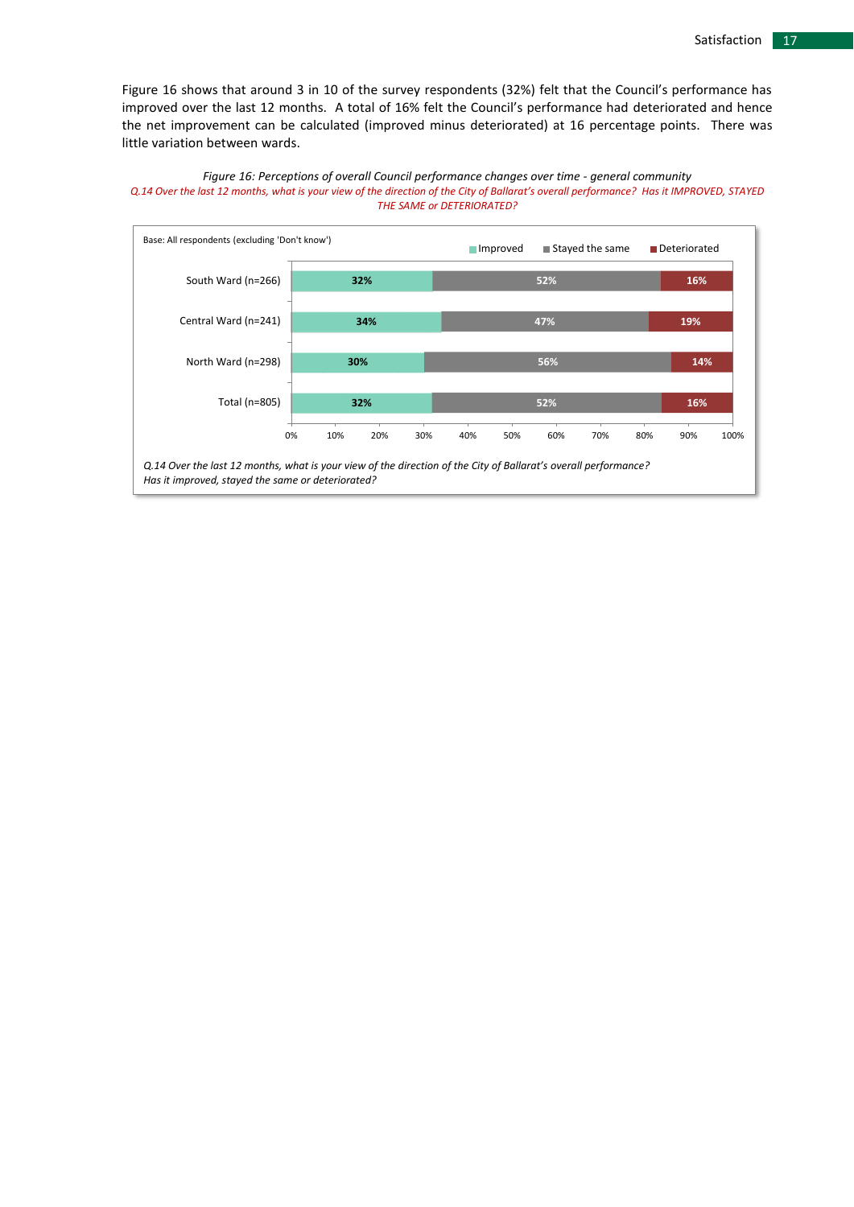Figure 16 shows that around 3 in 10 of the survey respondents (32%) felt that the Council's performance has improved over the last 12 months. A total of 16% felt the Council's performance had deteriorated and hence the net improvement can be calculated (improved minus deteriorated) at 16 percentage points. There was little variation between wards.

*Figure 16: Perceptions of overall Council performance changes over time - general community*

*Q.14 Over the last 12 months, what is your view of the direction of the City of Ballarat's overall performance? Has it IMPROVED, STAYED THE SAME or DETERIORATED?*

Base: All respondents (excluding 'Don't know')

| | Improved | Stayed the same | Deteriorated |
|---|---|---|---|
| South Ward (n=266) | 32% | 52% | 16% |
| Central Ward (n=241) | 34% | 47% | 19% |
| North Ward (n=298) | 30% | 56% | 14% |
| Total (n=805) | 32% | 52% | 16% |

*Q.14 Over the last 12 months, what is your view of the direction of the City of Ballarat's overall performance? Has it improved, stayed the same or deteriorated?*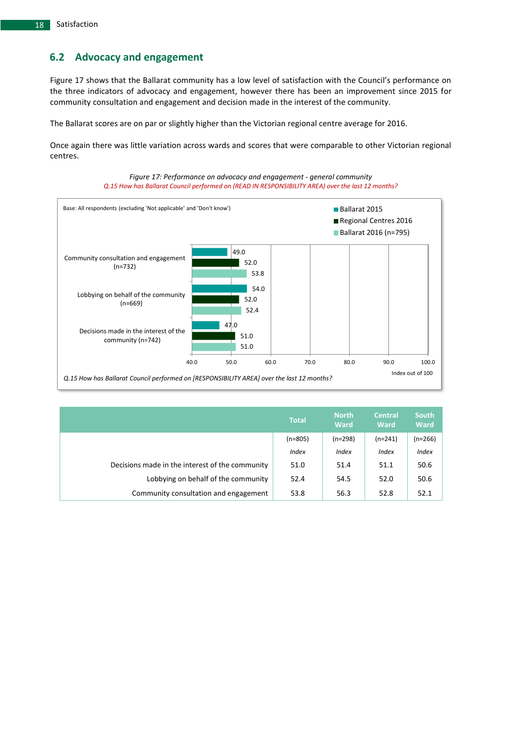## 6.2 Advocacy and engagement

Figure 17 shows that the Ballarat community has a low level of satisfaction with the Council's performance on the three indicators of advocacy and engagement, however there has been an improvement since 2015 for community consultation and engagement and decision made in the interest of the community.

The Ballarat scores are on par or slightly higher than the Victorian regional centre average for 2016.

Once again there was little variation across wards and scores that were comparable to other Victorian regional centres.

*Figure 17: Performance on advocacy and engagement - general community*

*Q.15 How has Ballarat Council performed on (READ IN RESPONSIBILITY AREA) over the last 12 months?*

Base: All respondents (excluding 'Not applicable' and 'Don't know')

| | Ballarat 2015 | Regional Centres 2016 | Ballarat 2016 (n=795) |
|---|---|---|---|
| Community consultation and engagement (n=732) | 49.0 | 52.0 | 53.8 |
| Lobbying on behalf of the community (n=669) | 54.0 | 52.0 | 52.4 |
| Decisions made in the interest of the community (n=742) | 47.0 | 51.0 | 51.0 |

Index out of 100

*Q.15 How has Ballarat Council performed on [RESPONSIBILITY AREA] over the last 12 months?*

| | Total | North Ward | Central Ward | South Ward |
|---|---|---|---|---|
| | (n=805) | (n=298) | (n=241) | (n=266) |
| | *Index* | *Index* | *Index* | *Index* |
| Decisions made in the interest of the community | 51.0 | 51.4 | 51.1 | 50.6 |
| Lobbying on behalf of the community | 52.4 | 54.5 | 52.0 | 50.6 |
| Community consultation and engagement | 53.8 | 56.3 | 52.8 | 52.1 |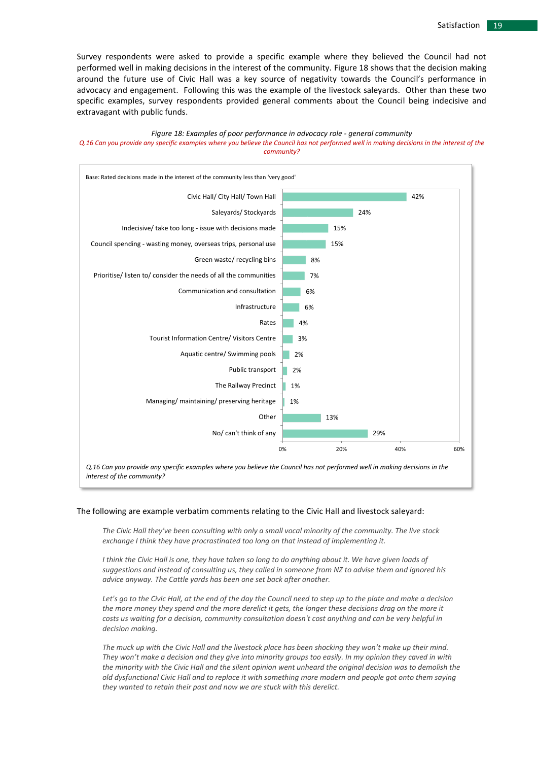Survey respondents were asked to provide a specific example where they believed the Council had not performed well in making decisions in the interest of the community. Figure 18 shows that the decision making around the future use of Civic Hall was a key source of negativity towards the Council's performance in advocacy and engagement. Following this was the example of the livestock saleyards. Other than these two specific examples, survey respondents provided general comments about the Council being indecisive and extravagant with public funds.

*Figure 18: Examples of poor performance in advocacy role - general community*

*Q.16 Can you provide any specific examples where you believe the Council has not performed well in making decisions in the interest of the community?*

Base: Rated decisions made in the interest of the community less than 'very good'

| Example | % |
|---|---|
| Civic Hall/ City Hall/ Town Hall | 42% |
| Saleyards/ Stockyards | 24% |
| Indecisive/ take too long - issue with decisions made | 15% |
| Council spending - wasting money, overseas trips, personal use | 15% |
| Green waste/ recycling bins | 8% |
| Prioritise/ listen to/ consider the needs of all the communities | 7% |
| Communication and consultation | 6% |
| Infrastructure | 6% |
| Rates | 4% |
| Tourist Information Centre/ Visitors Centre | 3% |
| Aquatic centre/ Swimming pools | 2% |
| Public transport | 2% |
| The Railway Precinct | 1% |
| Managing/ maintaining/ preserving heritage | 1% |
| Other | 13% |
| No/ can't think of any | 29% |

*Q.16 Can you provide any specific examples where you believe the Council has not performed well in making decisions in the interest of the community?*

The following are example verbatim comments relating to the Civic Hall and livestock saleyard:

> *The Civic Hall they've been consulting with only a small vocal minority of the community. The live stock exchange I think they have procrastinated too long on that instead of implementing it.*

> *I think the Civic Hall is one, they have taken so long to do anything about it. We have given loads of suggestions and instead of consulting us, they called in someone from NZ to advise them and ignored his advice anyway. The Cattle yards has been one set back after another.*

> *Let's go to the Civic Hall, at the end of the day the Council need to step up to the plate and make a decision the more money they spend and the more derelict it gets, the longer these decisions drag on the more it costs us waiting for a decision, community consultation doesn't cost anything and can be very helpful in decision making.*

> *The muck up with the Civic Hall and the livestock place has been shocking they won't make up their mind. They won't make a decision and they give into minority groups too easily. In my opinion they caved in with the minority with the Civic Hall and the silent opinion went unheard the original decision was to demolish the old dysfunctional Civic Hall and to replace it with something more modern and people got onto them saying they wanted to retain their past and now we are stuck with this derelict.*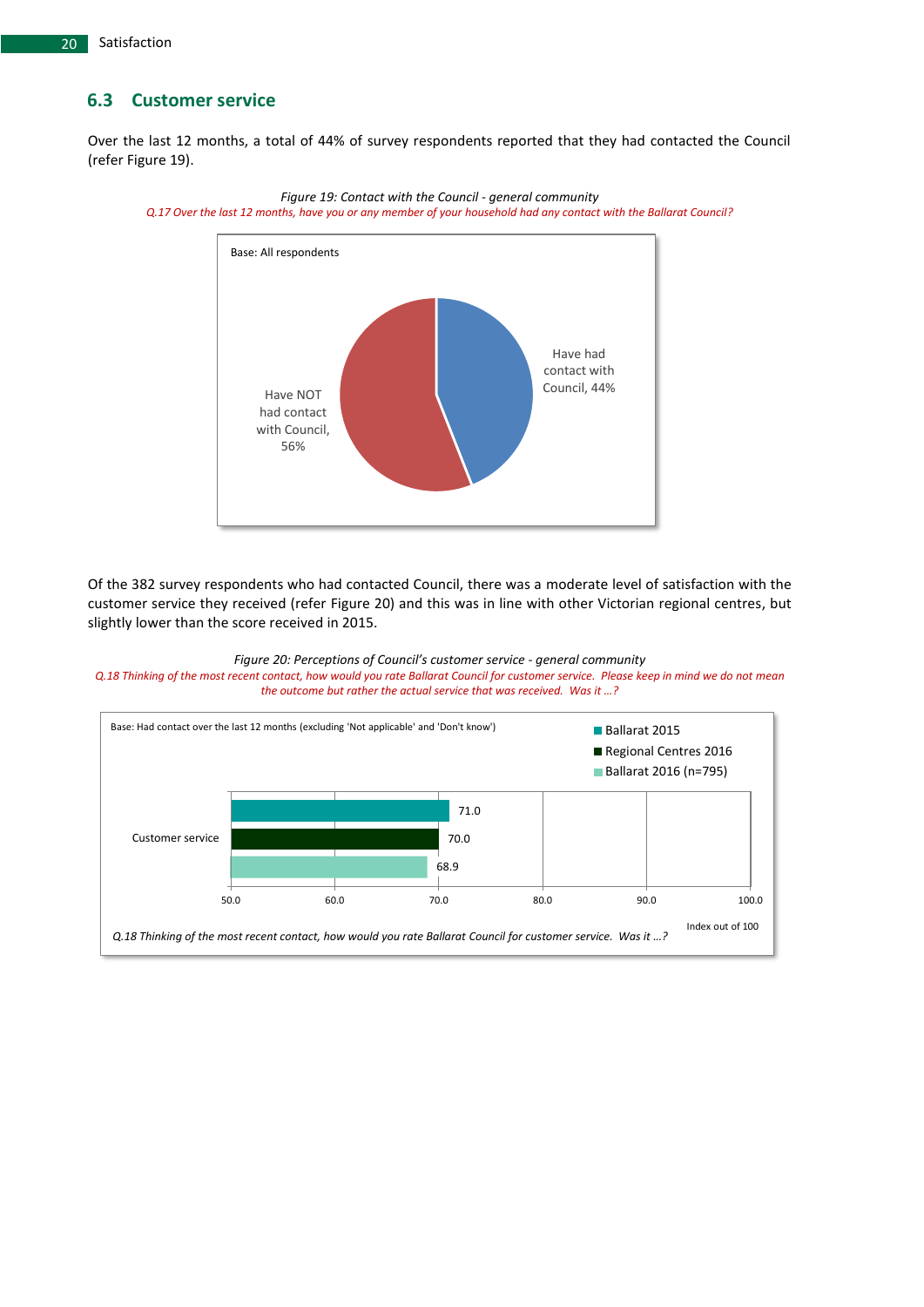## 6.3 Customer service

Over the last 12 months, a total of 44% of survey respondents reported that they had contacted the Council (refer Figure 19).

*Figure 19: Contact with the Council - general community*

*Q.17 Over the last 12 months, have you or any member of your household had any contact with the Ballarat Council?*

Base: All respondents

Have had contact with Council, 44%

Have NOT had contact with Council, 56%

Of the 382 survey respondents who had contacted Council, there was a moderate level of satisfaction with the customer service they received (refer Figure 20) and this was in line with other Victorian regional centres, but slightly lower than the score received in 2015.

*Figure 20: Perceptions of Council's customer service - general community*

*Q.18 Thinking of the most recent contact, how would you rate Ballarat Council for customer service. Please keep in mind we do not mean the outcome but rather the actual service that was received. Was it ...?*

Base: Had contact over the last 12 months (excluding 'Not applicable' and 'Don't know')

| | Ballarat 2015 | Regional Centres 2016 | Ballarat 2016 (n=795) |
|---|---|---|---|
| Customer service | 71.0 | 70.0 | 68.9 |

Index out of 100

*Q.18 Thinking of the most recent contact, how would you rate Ballarat Council for customer service. Was it ...?*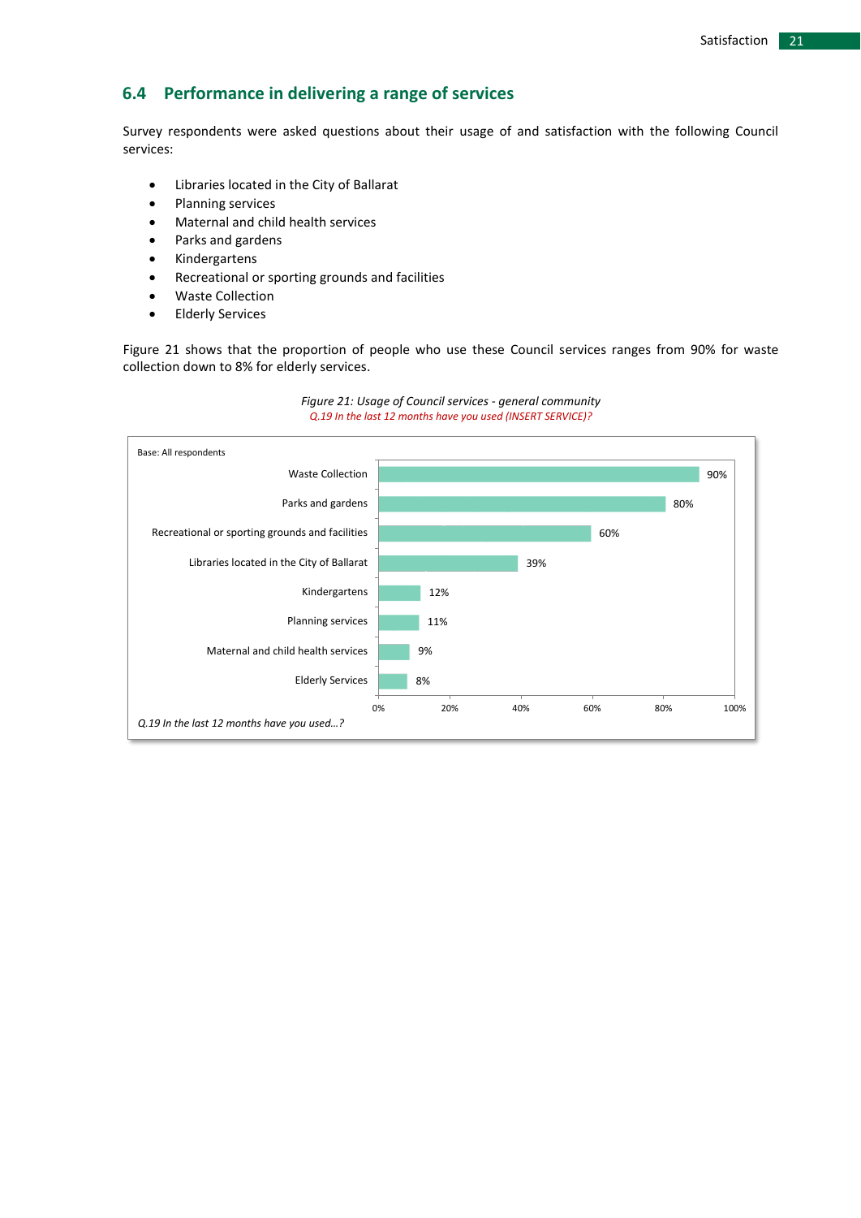## 6.4 Performance in delivering a range of services

Survey respondents were asked questions about their usage of and satisfaction with the following Council services:

- Libraries located in the City of Ballarat
- Planning services
- Maternal and child health services
- Parks and gardens
- Kindergartens
- Recreational or sporting grounds and facilities
- Waste Collection
- Elderly Services

Figure 21 shows that the proportion of people who use these Council services ranges from 90% for waste collection down to 8% for elderly services.

*Figure 21: Usage of Council services - general community*

*Q.19 In the last 12 months have you used (INSERT SERVICE)?*

Base: All respondents

| Service | Usage |
|---|---|
| Waste Collection | 90% |
| Parks and gardens | 80% |
| Recreational or sporting grounds and facilities | 60% |
| Libraries located in the City of Ballarat | 39% |
| Kindergartens | 12% |
| Planning services | 11% |
| Maternal and child health services | 9% |
| Elderly Services | 8% |

*Q.19 In the last 12 months have you used…?*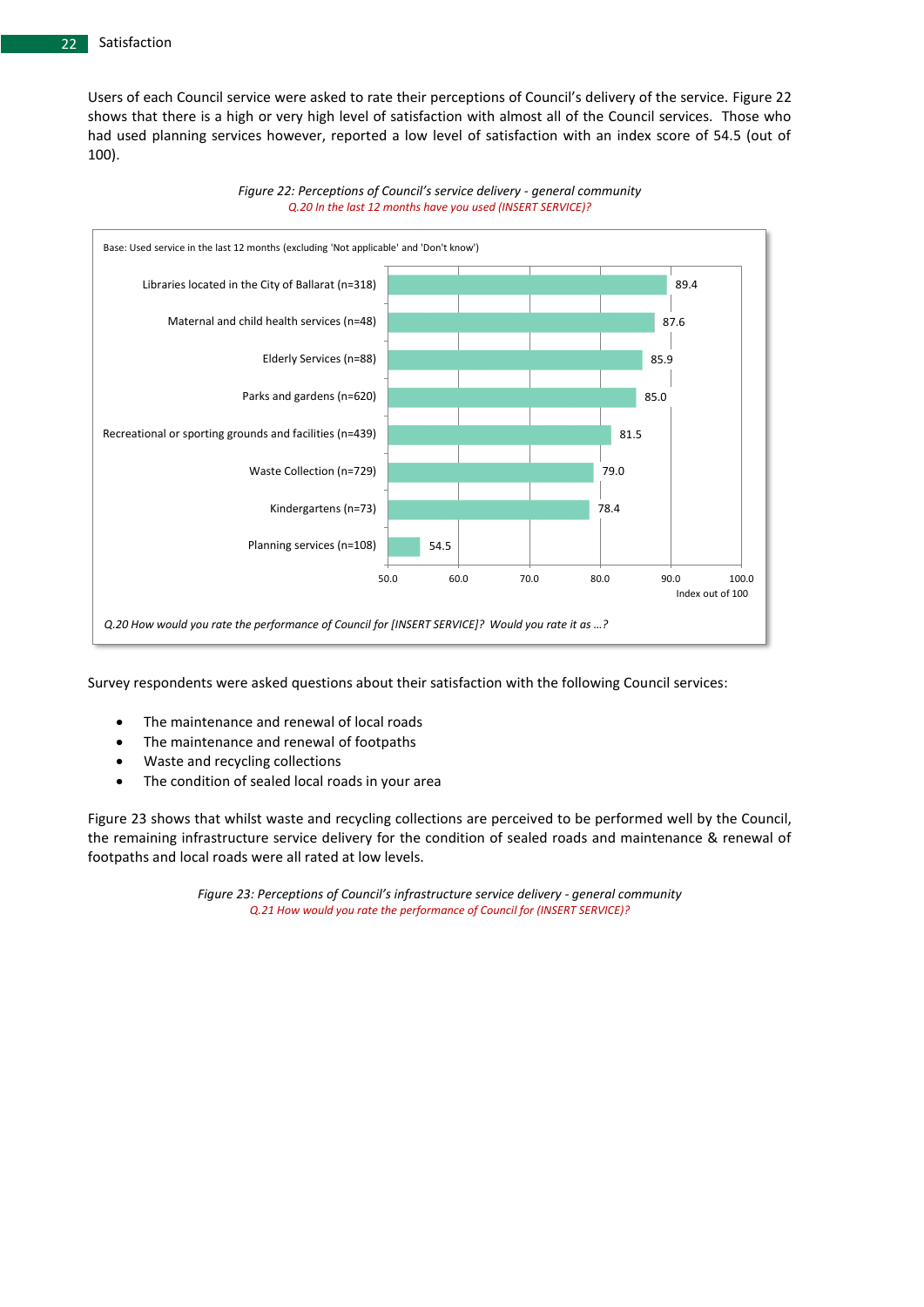Users of each Council service were asked to rate their perceptions of Council's delivery of the service. Figure 22 shows that there is a high or very high level of satisfaction with almost all of the Council services. Those who had used planning services however, reported a low level of satisfaction with an index score of 54.5 (out of 100).

*Figure 22: Perceptions of Council's service delivery - general community*
*Q.20 In the last 12 months have you used (INSERT SERVICE)?*

Base: Used service in the last 12 months (excluding 'Not applicable' and 'Don't know')

| Service | Index out of 100 |
| --- | --- |
| Libraries located in the City of Ballarat (n=318) | 89.4 |
| Maternal and child health services (n=48) | 87.6 |
| Elderly Services (n=88) | 85.9 |
| Parks and gardens (n=620) | 85.0 |
| Recreational or sporting grounds and facilities (n=439) | 81.5 |
| Waste Collection (n=729) | 79.0 |
| Kindergartens (n=73) | 78.4 |
| Planning services (n=108) | 54.5 |

*Q.20 How would you rate the performance of Council for [INSERT SERVICE]? Would you rate it as ...?*

Survey respondents were asked questions about their satisfaction with the following Council services:

- The maintenance and renewal of local roads
- The maintenance and renewal of footpaths
- Waste and recycling collections
- The condition of sealed local roads in your area

Figure 23 shows that whilst waste and recycling collections are perceived to be performed well by the Council, the remaining infrastructure service delivery for the condition of sealed roads and maintenance & renewal of footpaths and local roads were all rated at low levels.

*Figure 23: Perceptions of Council's infrastructure service delivery - general community*
*Q.21 How would you rate the performance of Council for (INSERT SERVICE)?*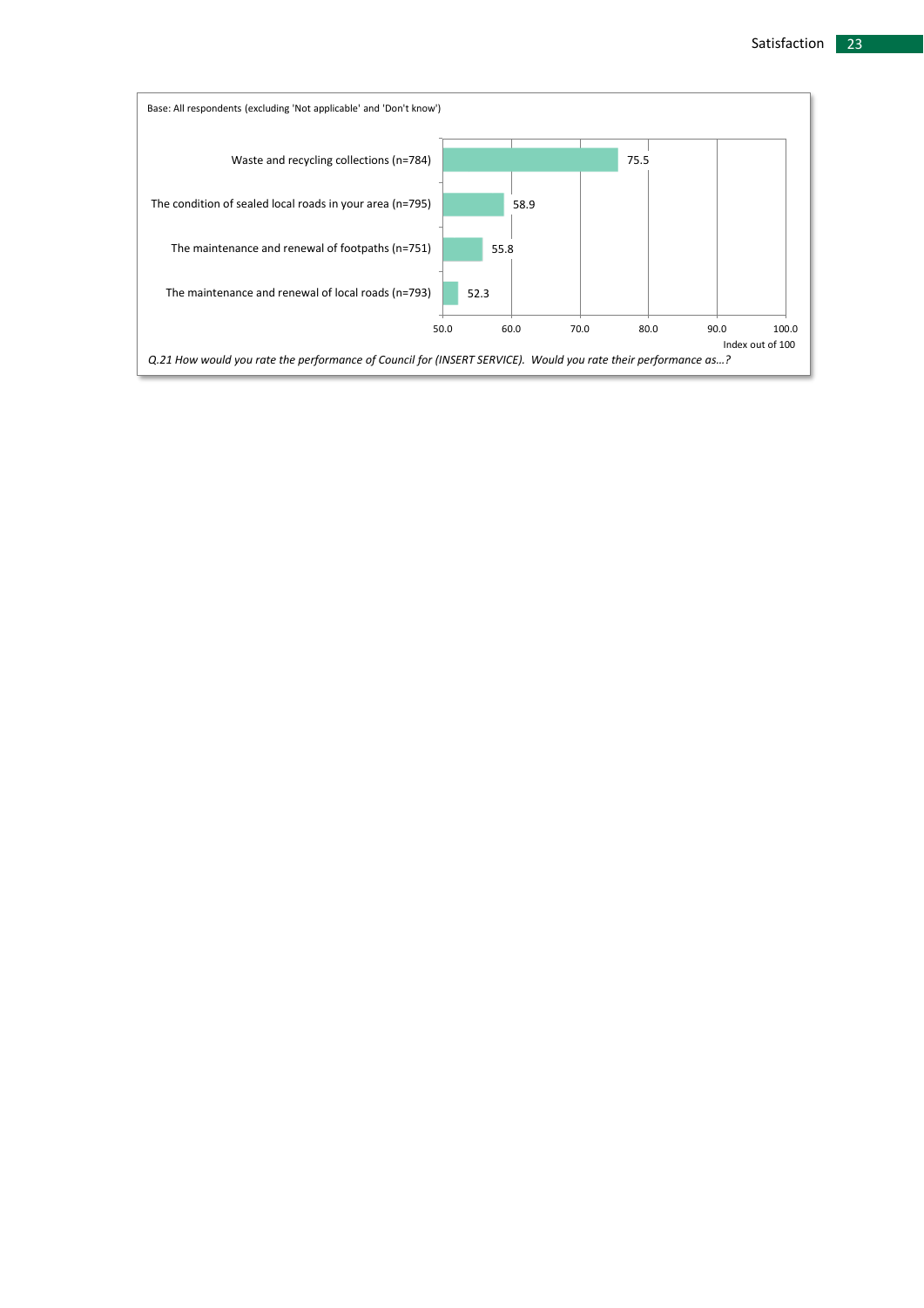Base: All respondents (excluding 'Not applicable' and 'Don't know')

| Service | Index out of 100 |
|---|---|
| Waste and recycling collections (n=784) | 75.5 |
| The condition of sealed local roads in your area (n=795) | 58.9 |
| The maintenance and renewal of footpaths (n=751) | 55.8 |
| The maintenance and renewal of local roads (n=793) | 52.3 |

*Q.21 How would you rate the performance of Council for (INSERT SERVICE). Would you rate their performance as...?*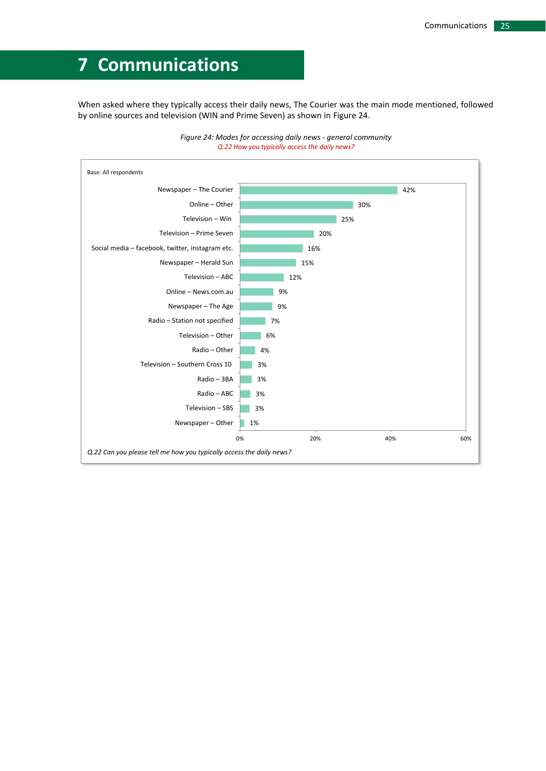# 7 Communications

When asked where they typically access their daily news, The Courier was the main mode mentioned, followed by online sources and television (WIN and Prime Seven) as shown in Figure 24.

*Figure 24: Modes for accessing daily news - general community*

*Q.22 How you typically access the daily news?*

Base: All respondents

| Mode | % |
|---|---|
| Newspaper – The Courier | 42% |
| Online – Other | 30% |
| Television – Win | 25% |
| Television – Prime Seven | 20% |
| Social media – facebook, twitter, instagram etc. | 16% |
| Newspaper – Herald Sun | 15% |
| Television – ABC | 12% |
| Online – News.com.au | 9% |
| Newspaper – The Age | 9% |
| Radio – Station not specified | 7% |
| Television – Other | 6% |
| Radio – Other | 4% |
| Television – Southern Cross 10 | 3% |
| Radio – 3BA | 3% |
| Radio – ABC | 3% |
| Television – SBS | 3% |
| Newspaper – Other | 1% |

*Q.22 Can you please tell me how you typically access the daily news?*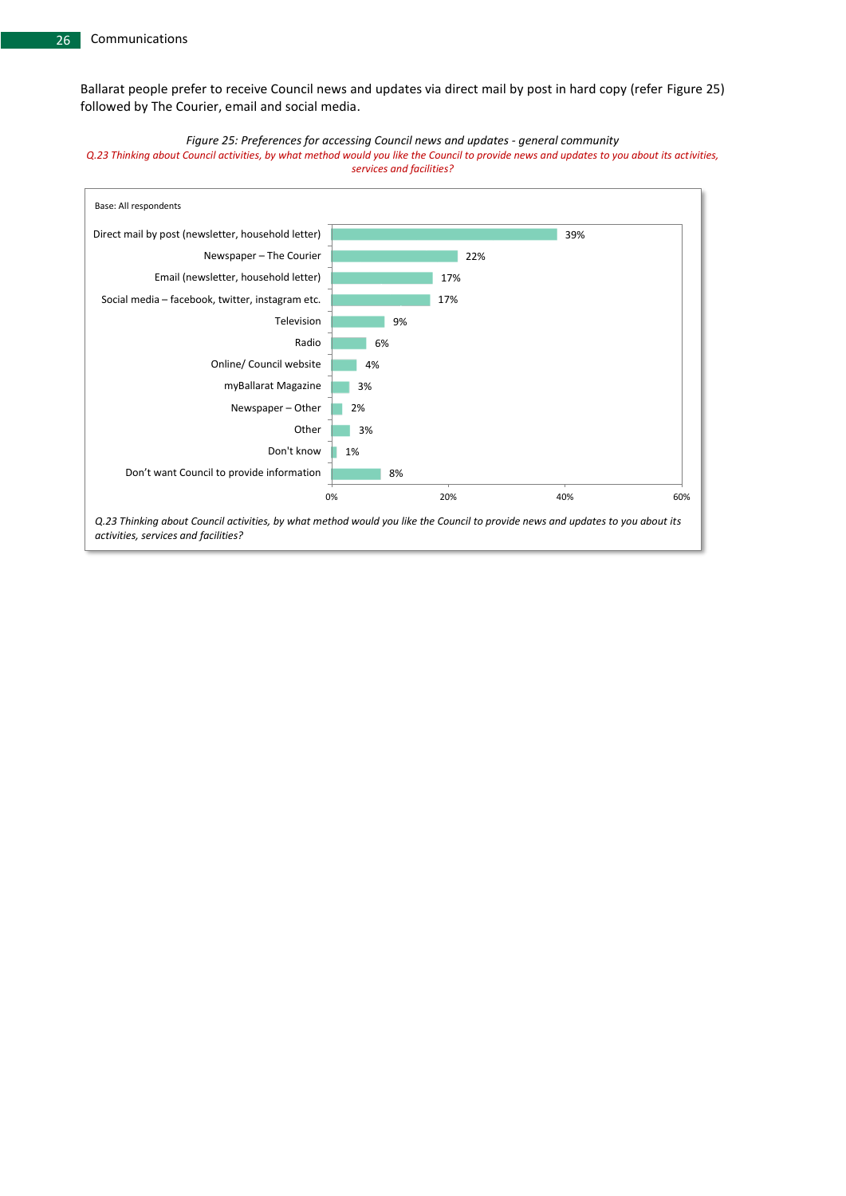Ballarat people prefer to receive Council news and updates via direct mail by post in hard copy (refer Figure 25) followed by The Courier, email and social media.

*Figure 25: Preferences for accessing Council news and updates - general community*

*Q.23 Thinking about Council activities, by what method would you like the Council to provide news and updates to you about its activities, services and facilities?*

Base: All respondents

Direct mail by post (newsletter, household letter) 39%
Newspaper – The Courier 22%
Email (newsletter, household letter) 17%
Social media – facebook, twitter, instagram etc. 17%
Television 9%
Radio 6%
Online/ Council website 4%
myBallarat Magazine 3%
Newspaper – Other 2%
Other 3%
Don't know 1%
Don't want Council to provide information 8%

0% 20% 40% 60%

*Q.23 Thinking about Council activities, by what method would you like the Council to provide news and updates to you about its activities, services and facilities?*